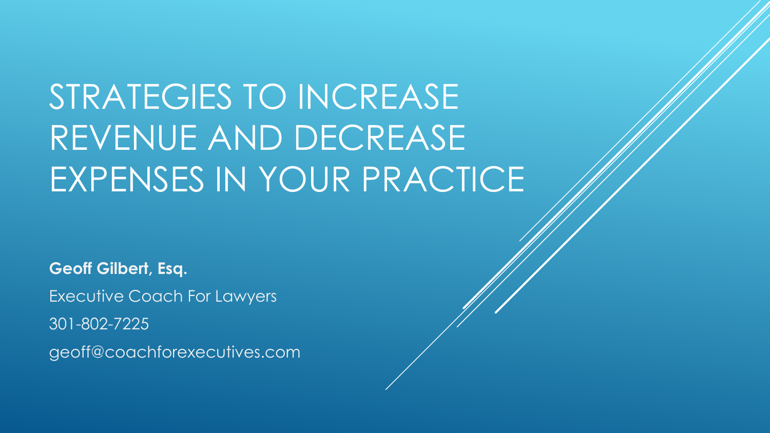# STRATEGIES TO INCREASE REVENUE AND DECREASE EXPENSES IN YOUR PRACTICE

**Geoff Gilbert, Esq.**

Executive Coach For Lawyers

301-802-7225

geoff@coachforexecutives.com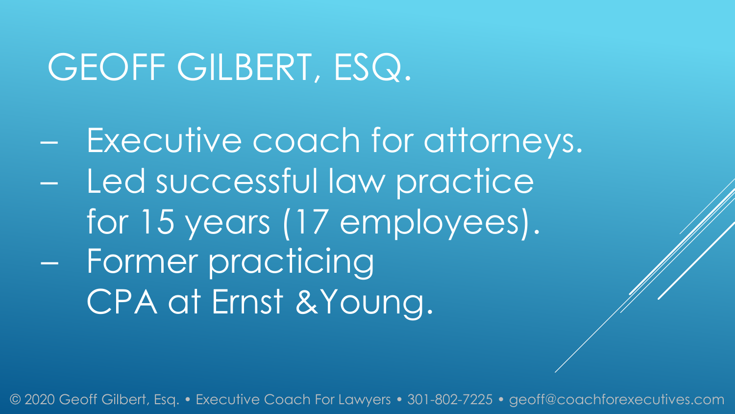# GEOFF GILBERT, ESQ.

- Executive coach for attorneys.
- Led successful law practice for 15 years (17 employees).
- Former practicing CPA at Ernst &Young.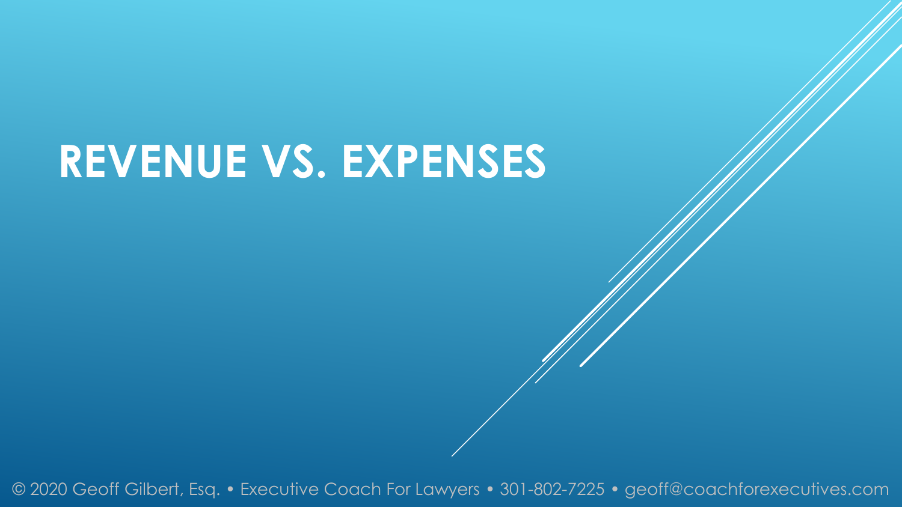# REVENUE VS. EXPENSES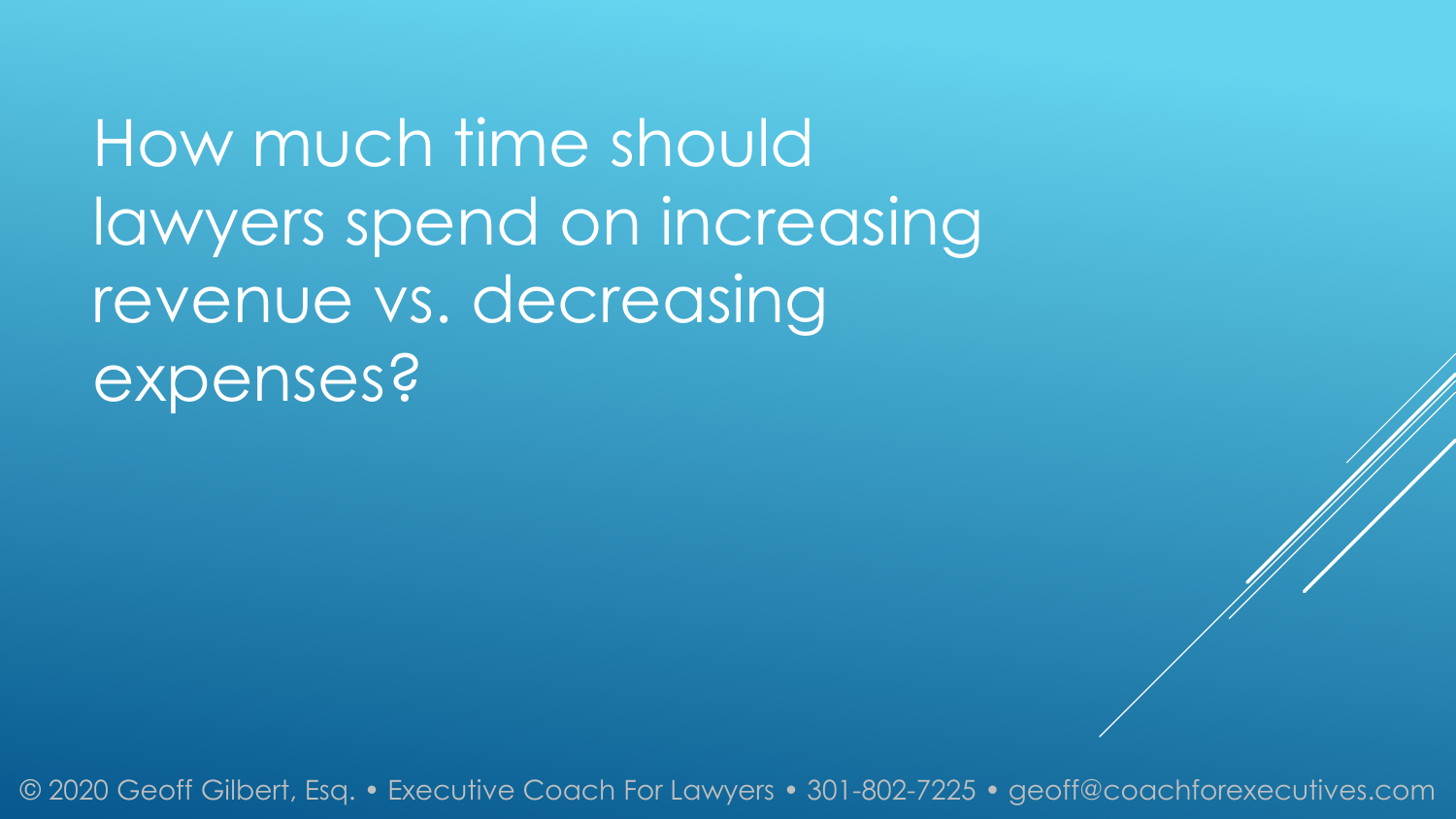# How much time should lawyers spend on increasing revenue vs. decreasing expenses?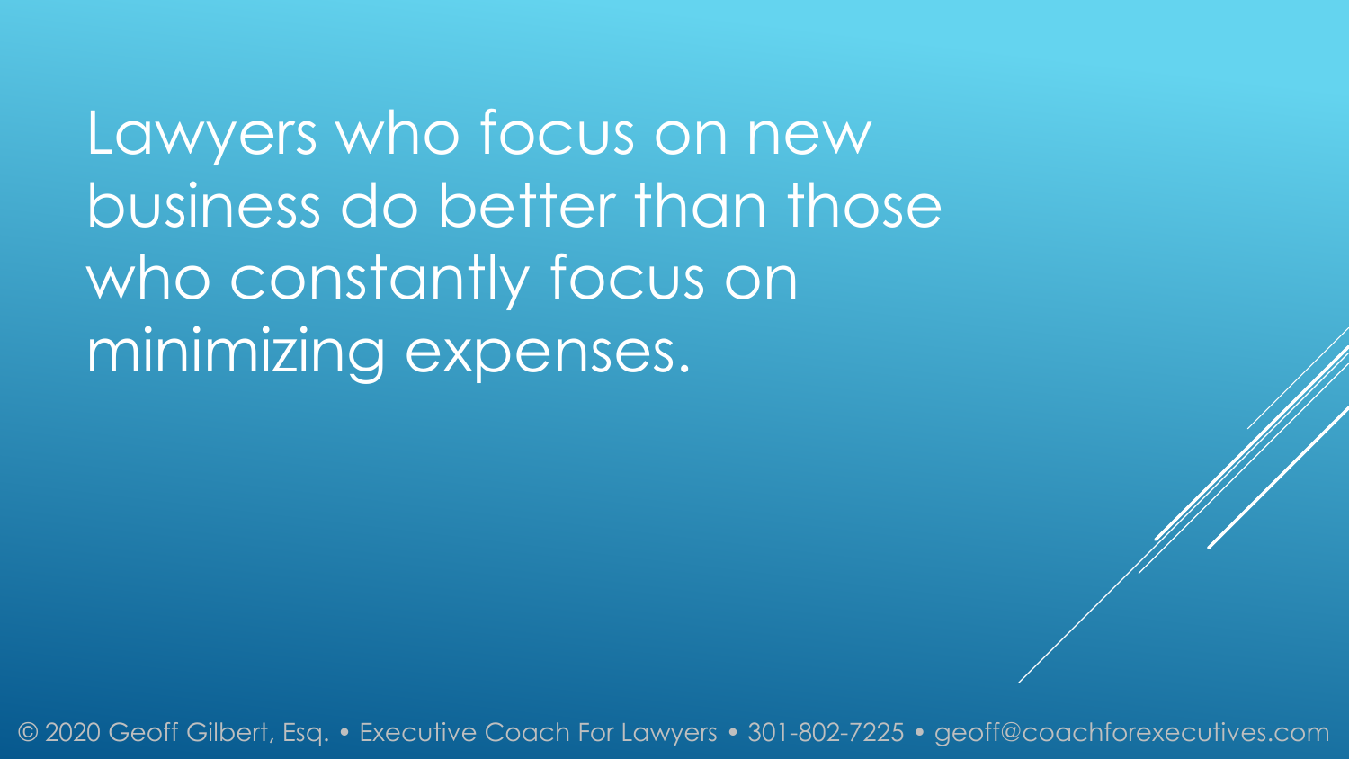Lawyers who focus on new business do better than those who constantly focus on minimizing expenses.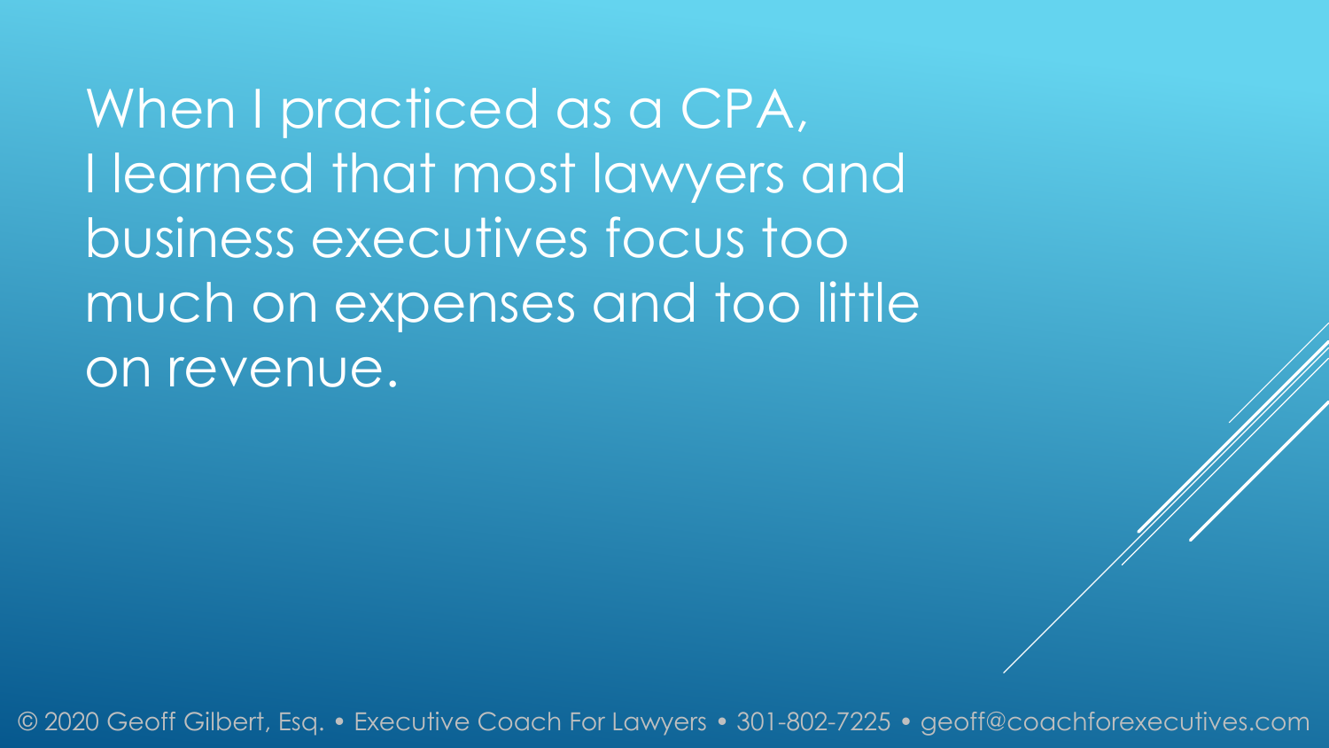When I practiced as a CPA, I learned that most lawyers and business executives focus too much on expenses and too little on revenue.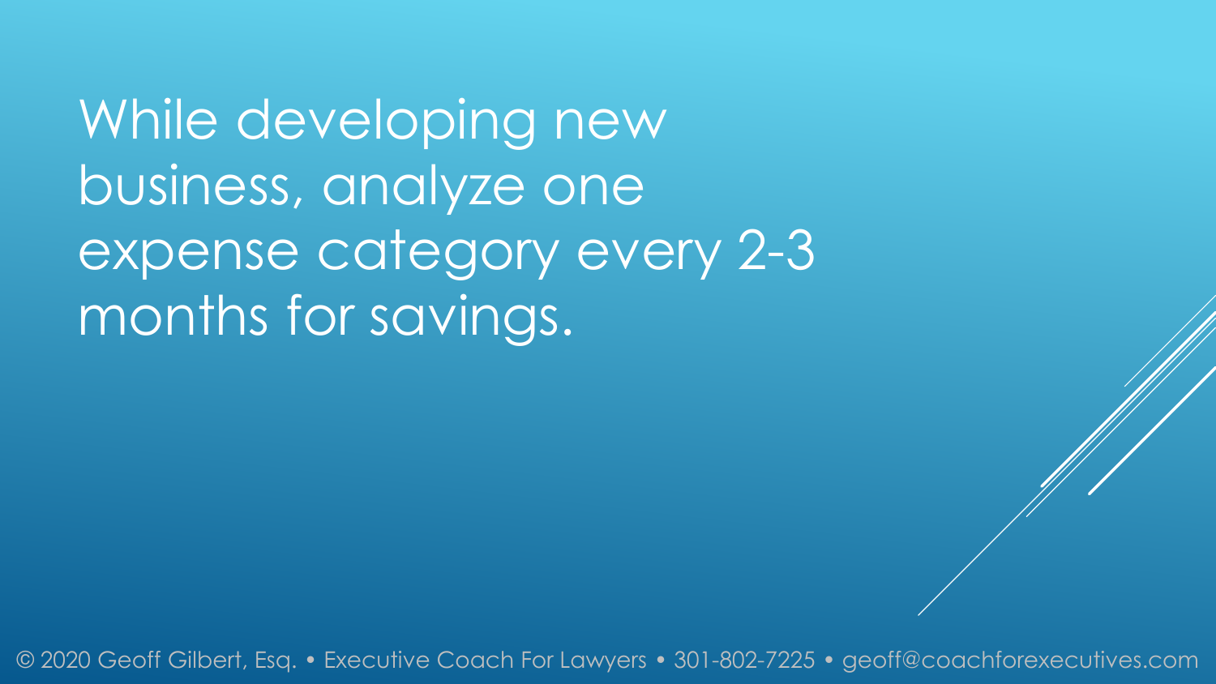While developing new business, analyze one expense category every 2-3 months for savings.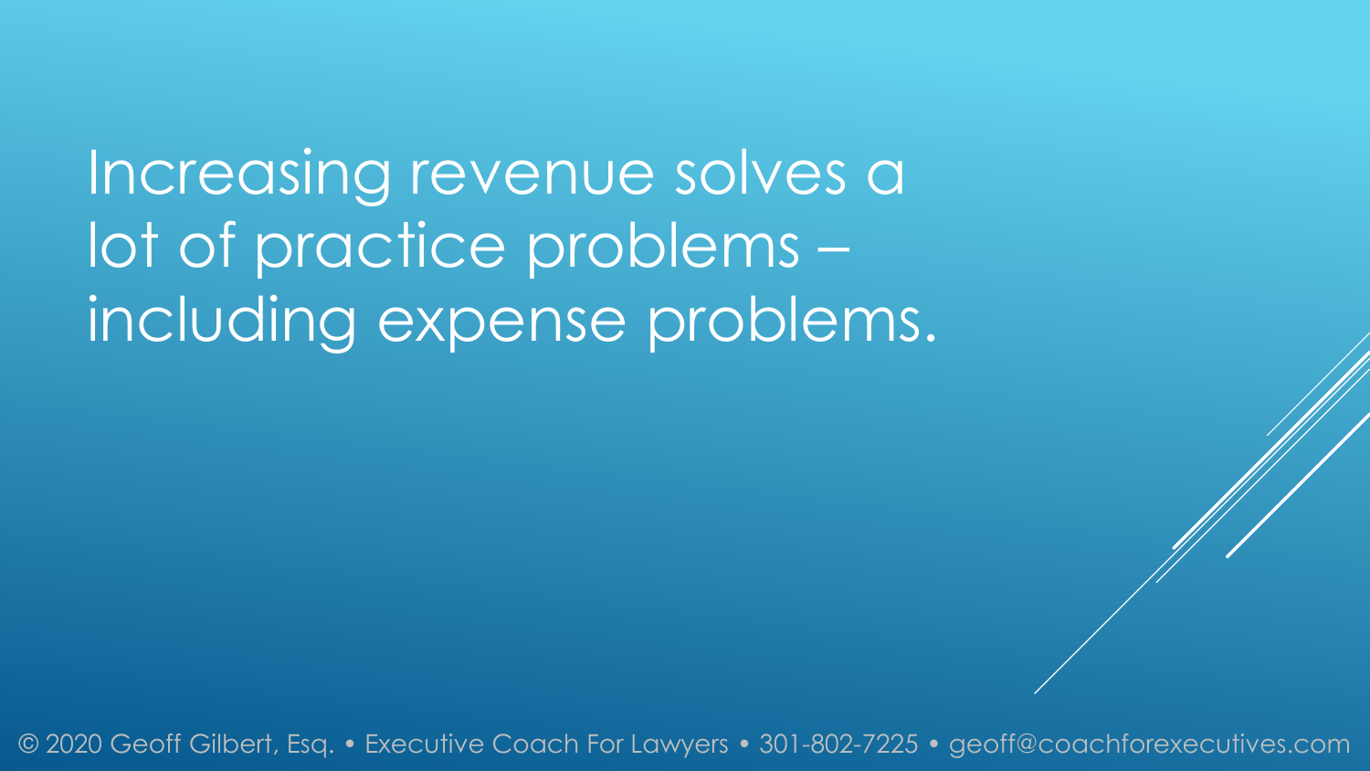Increasing revenue solves a lot of practice problems – including expense problems.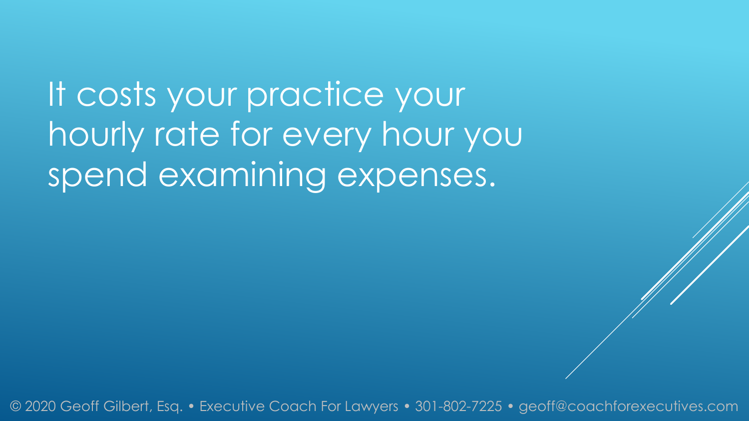It costs your practice your hourly rate for every hour you spend examining expenses.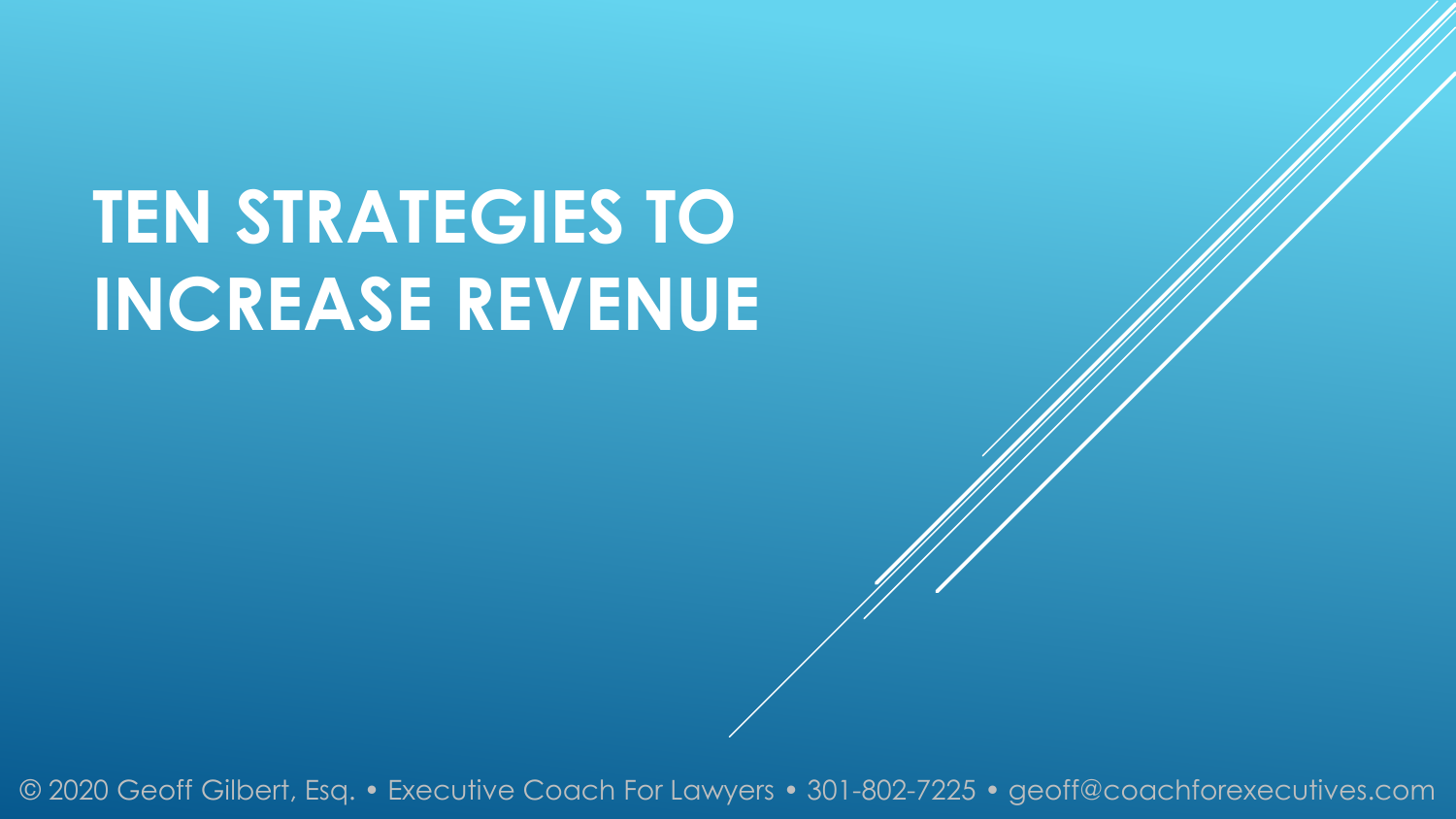# TEN STRATEGIES TO INCREASE REVENUE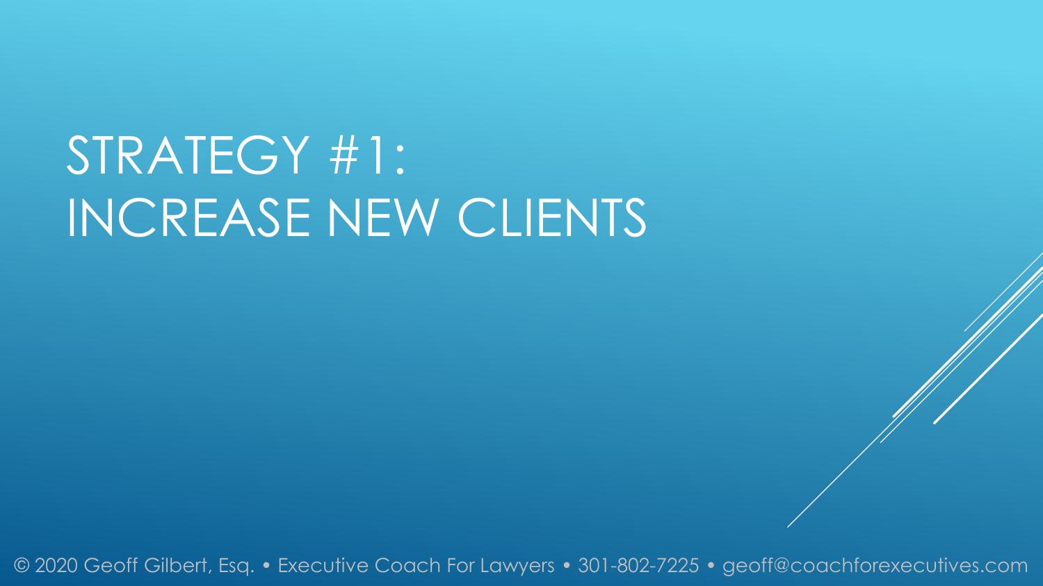# STRATEGY #1: INCREASE NEW CLIENTS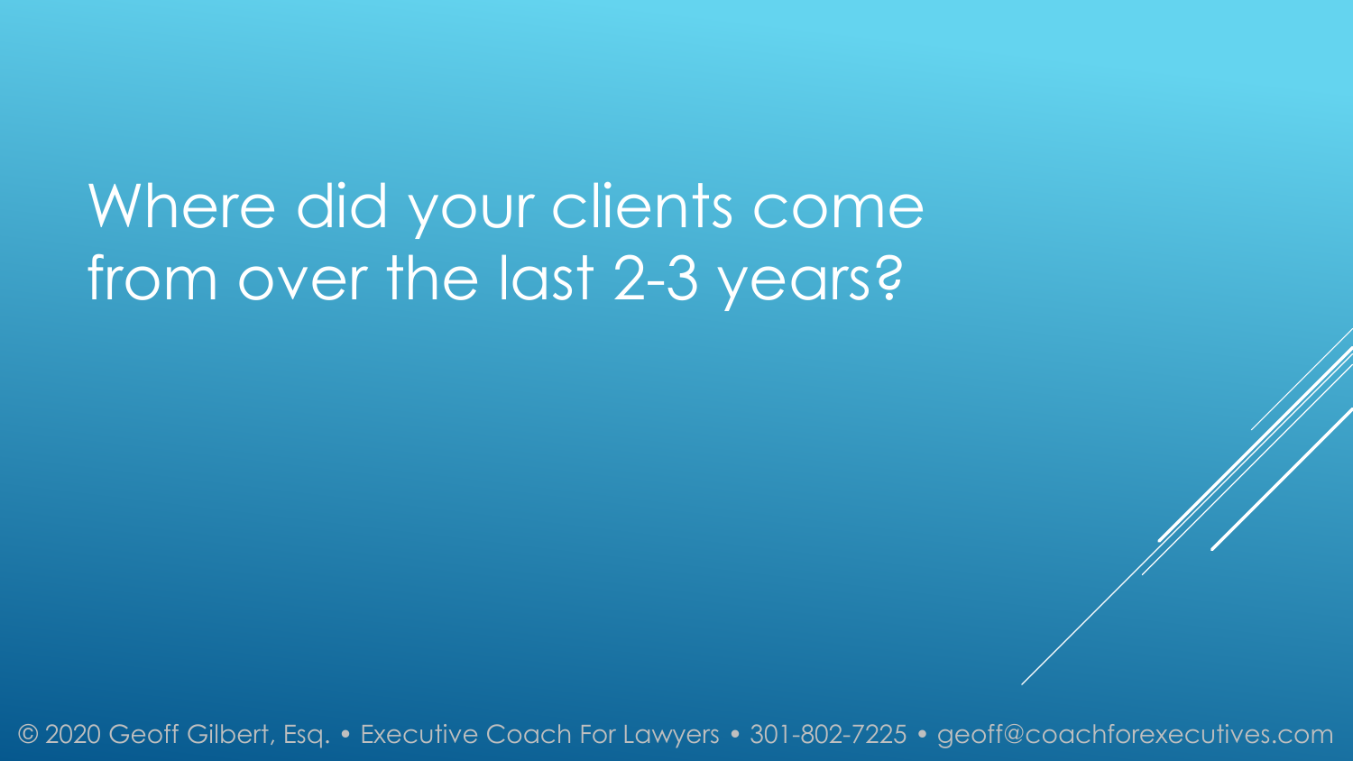# Where did your clients come from over the last 2-3 years?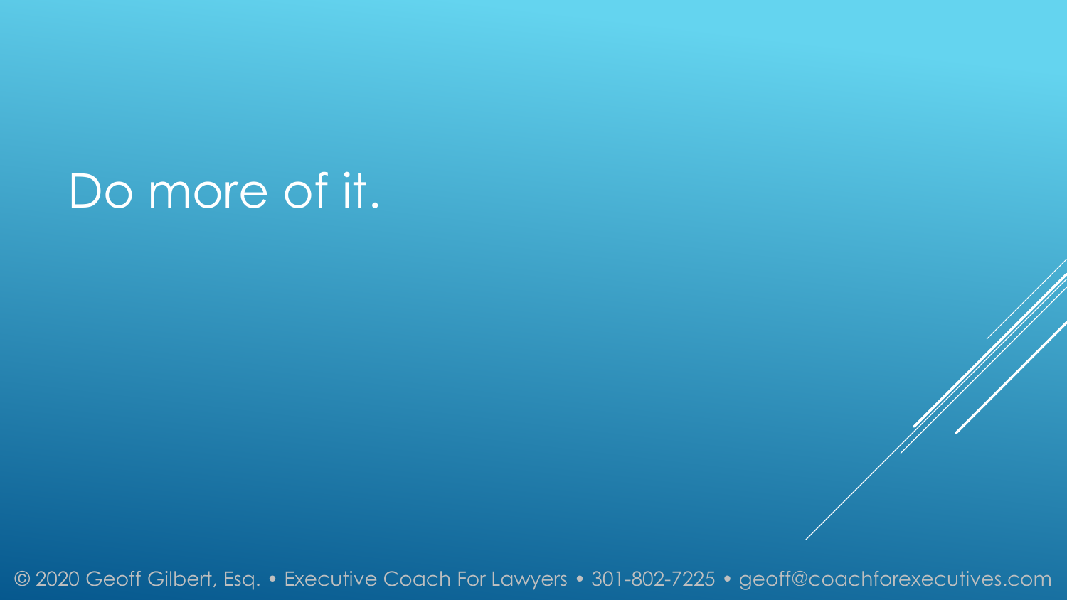# Do more of it.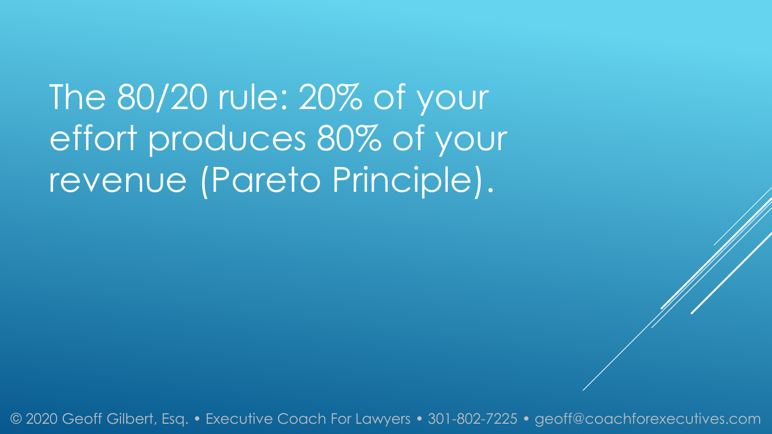The 80/20 rule: 20% of your effort produces 80% of your revenue (Pareto Principle).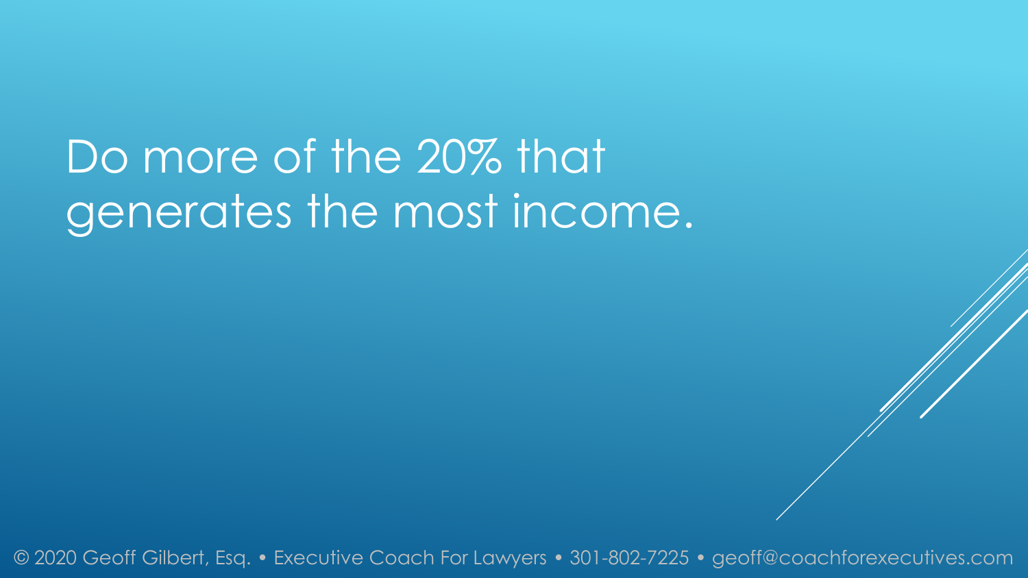# Do more of the 20% that generates the most income.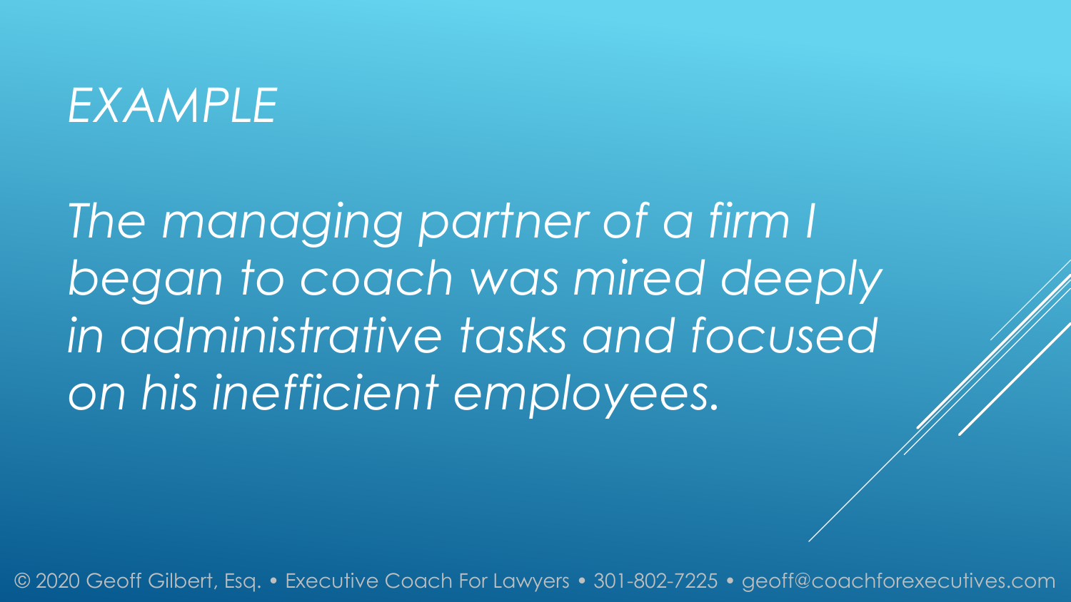# *EXAMPLE*

*The managing partner of a firm I began to coach was mired deeply in administrative tasks and focused on his inefficient employees.*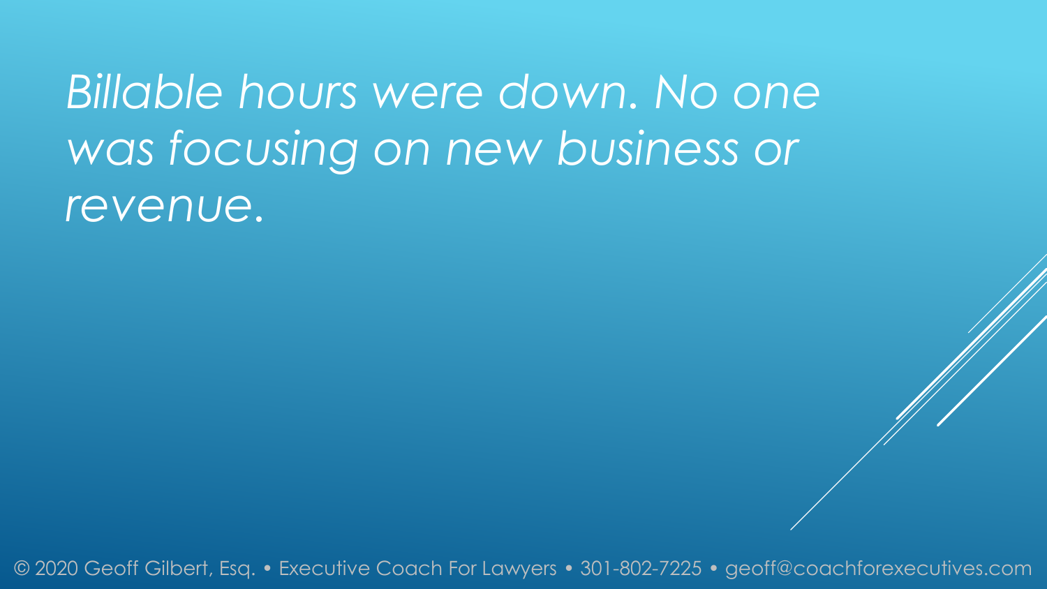*Billable hours were down. No one was focusing on new business or revenue.*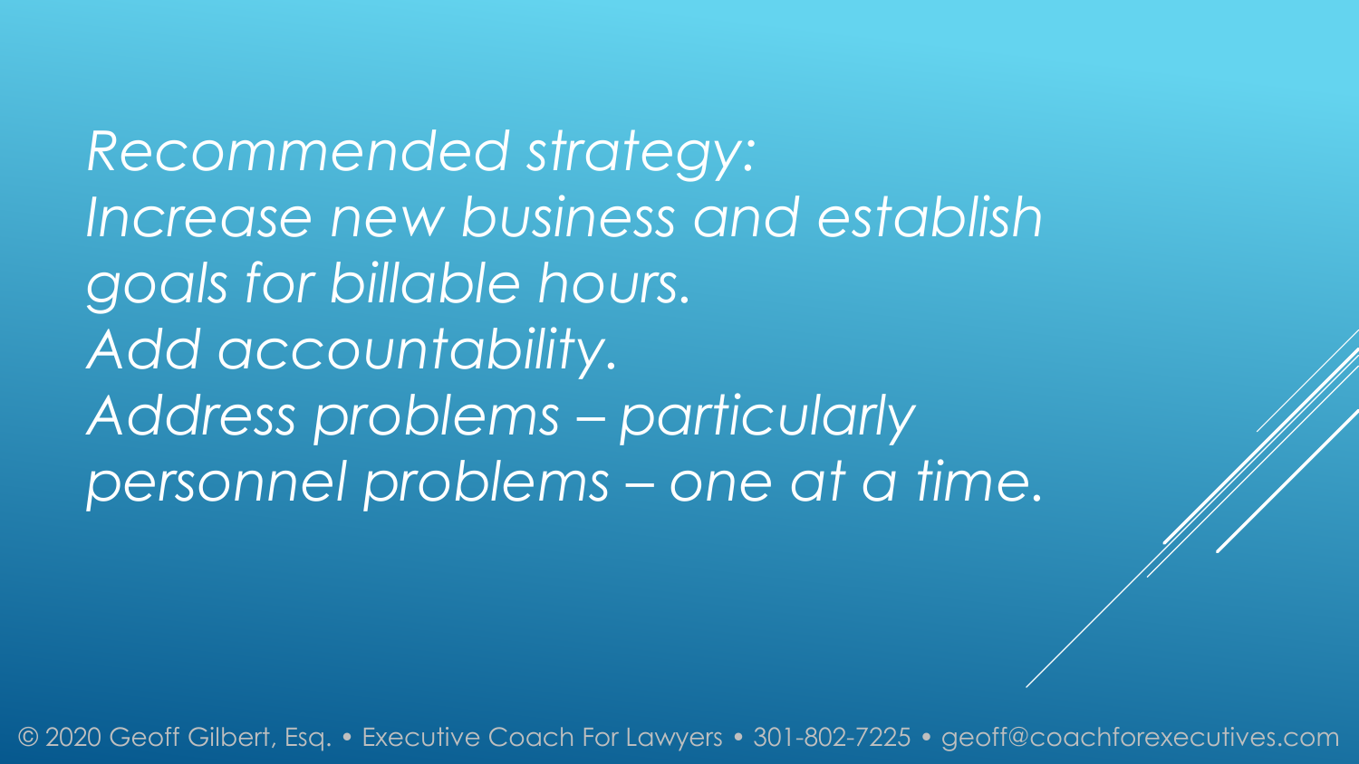*Recommended strategy:*
*Increase new business and establish goals for billable hours.*
*Add accountability.*
*Address problems – particularly personnel problems – one at a time.*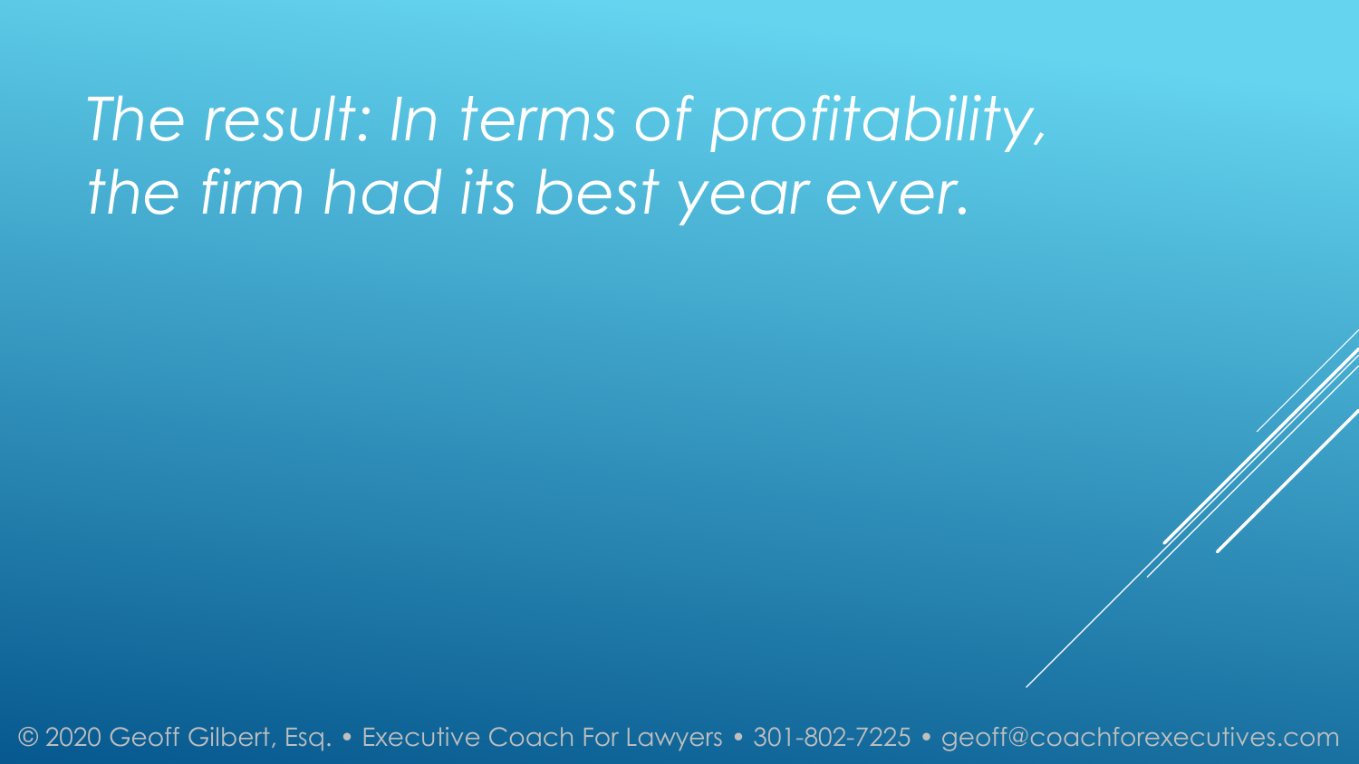*The result: In terms of profitability, the firm had its best year ever.*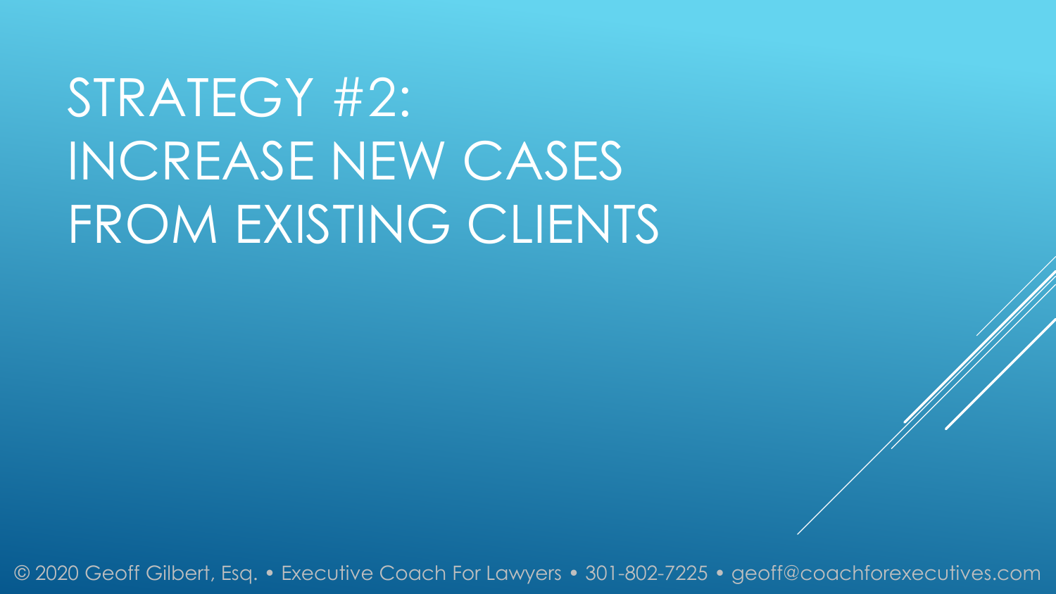# STRATEGY #2: INCREASE NEW CASES FROM EXISTING CLIENTS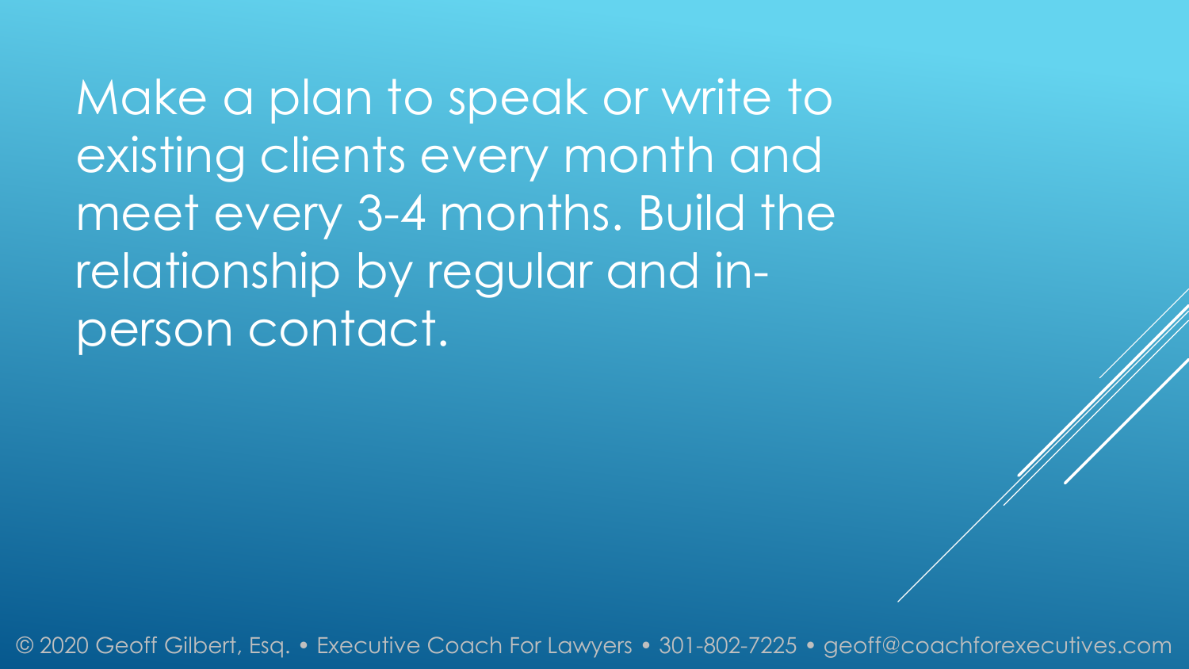Make a plan to speak or write to existing clients every month and meet every 3-4 months. Build the relationship by regular and in-person contact.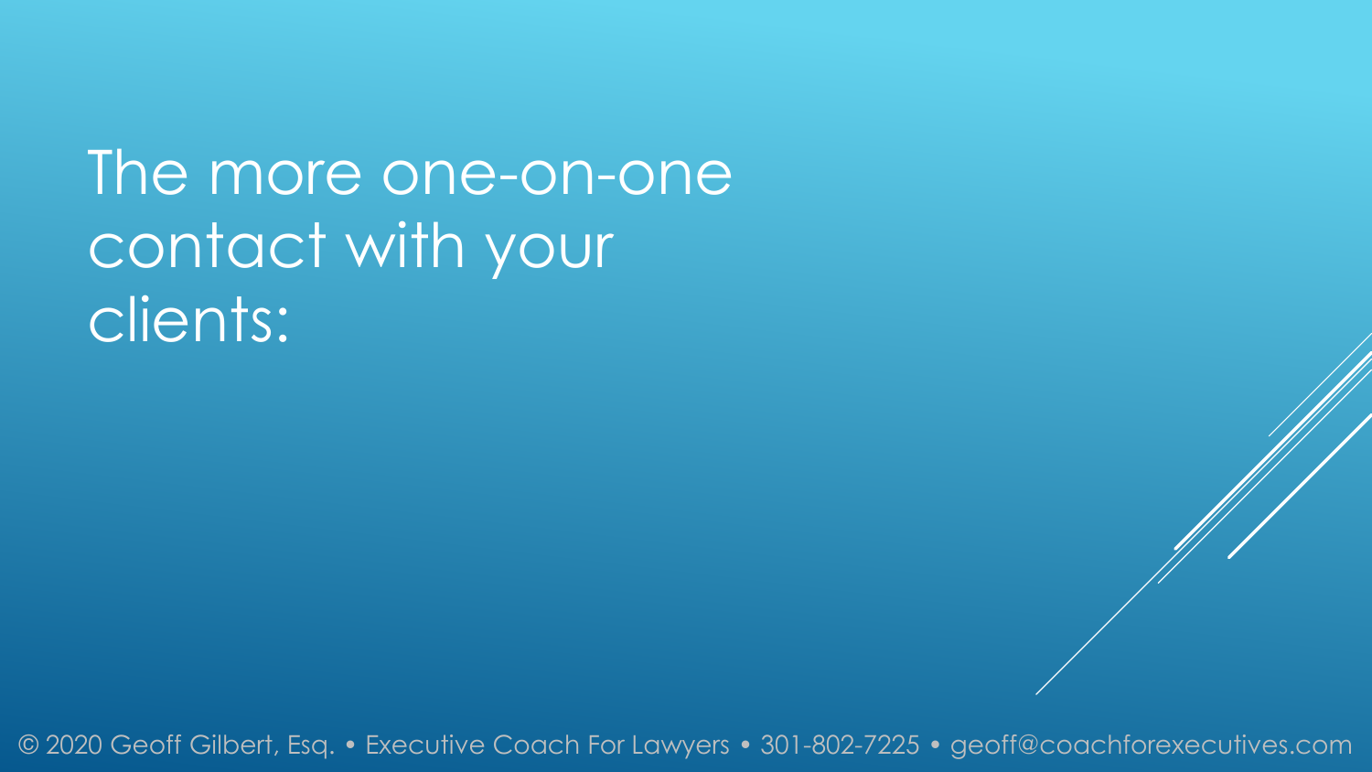# The more one-on-one contact with your clients: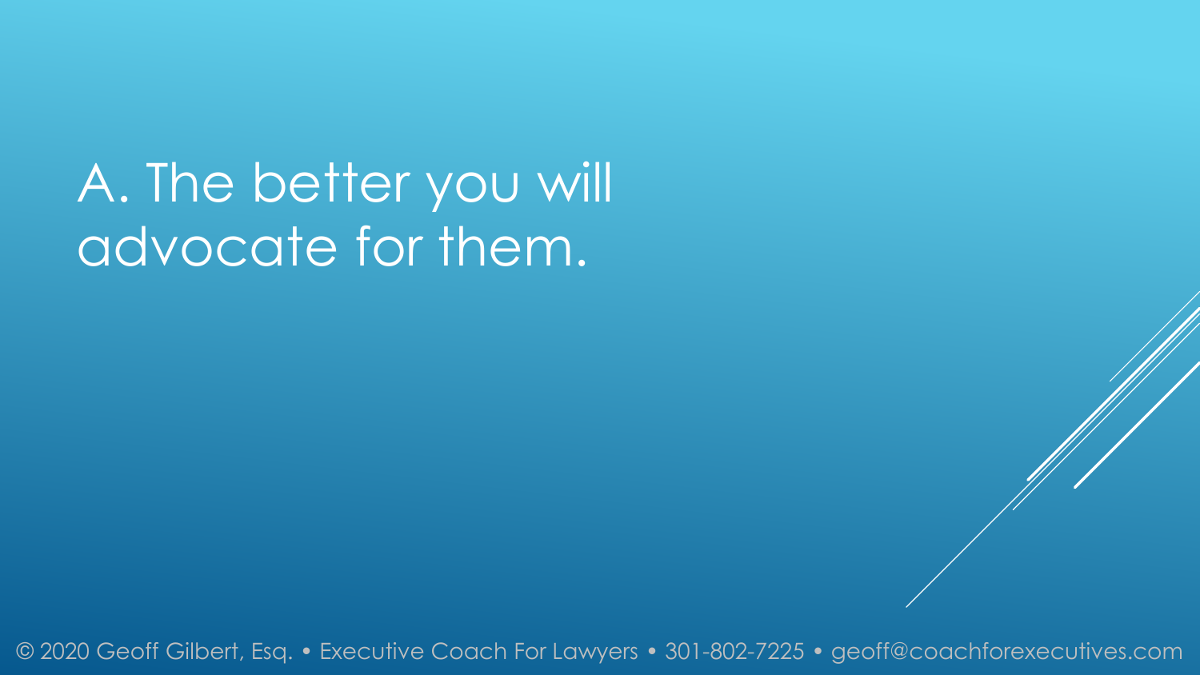A. The better you will advocate for them.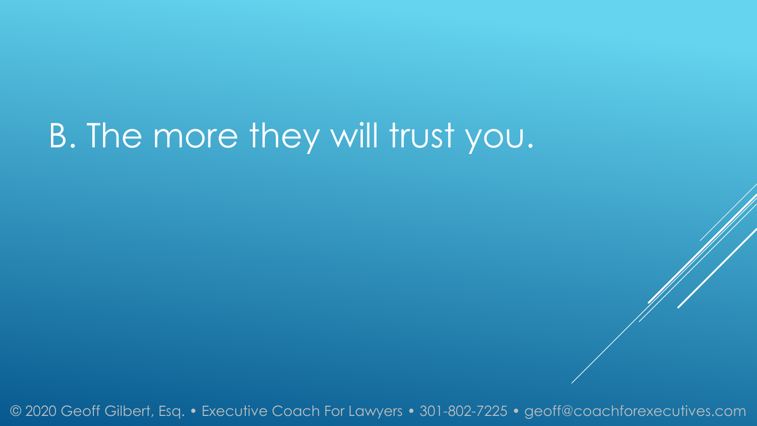B. The more they will trust you.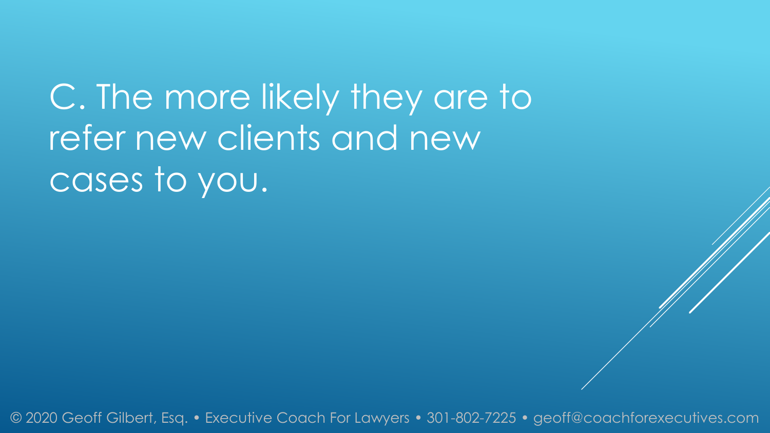C. The more likely they are to refer new clients and new cases to you.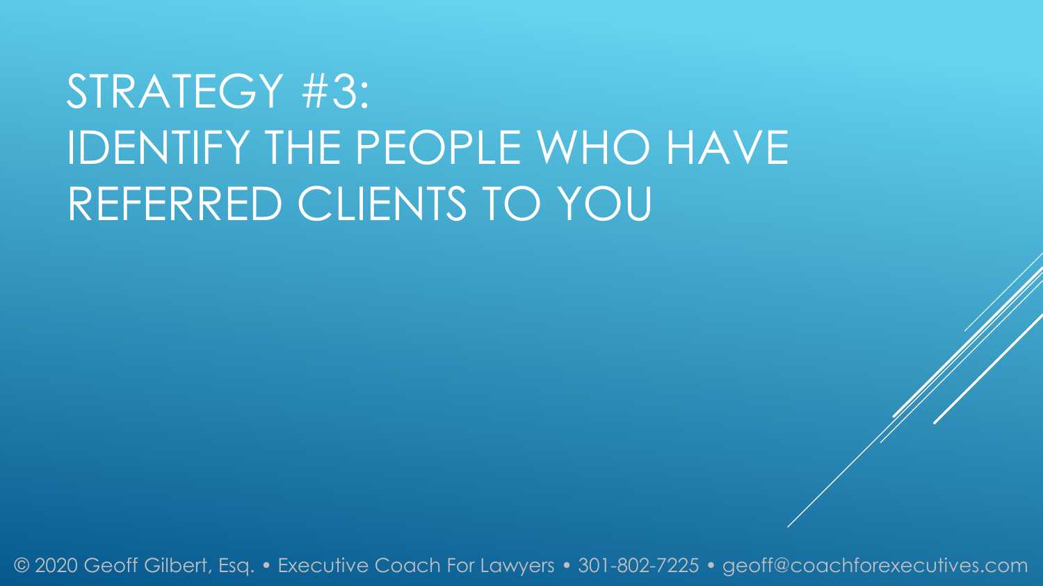# STRATEGY #3: IDENTIFY THE PEOPLE WHO HAVE REFERRED CLIENTS TO YOU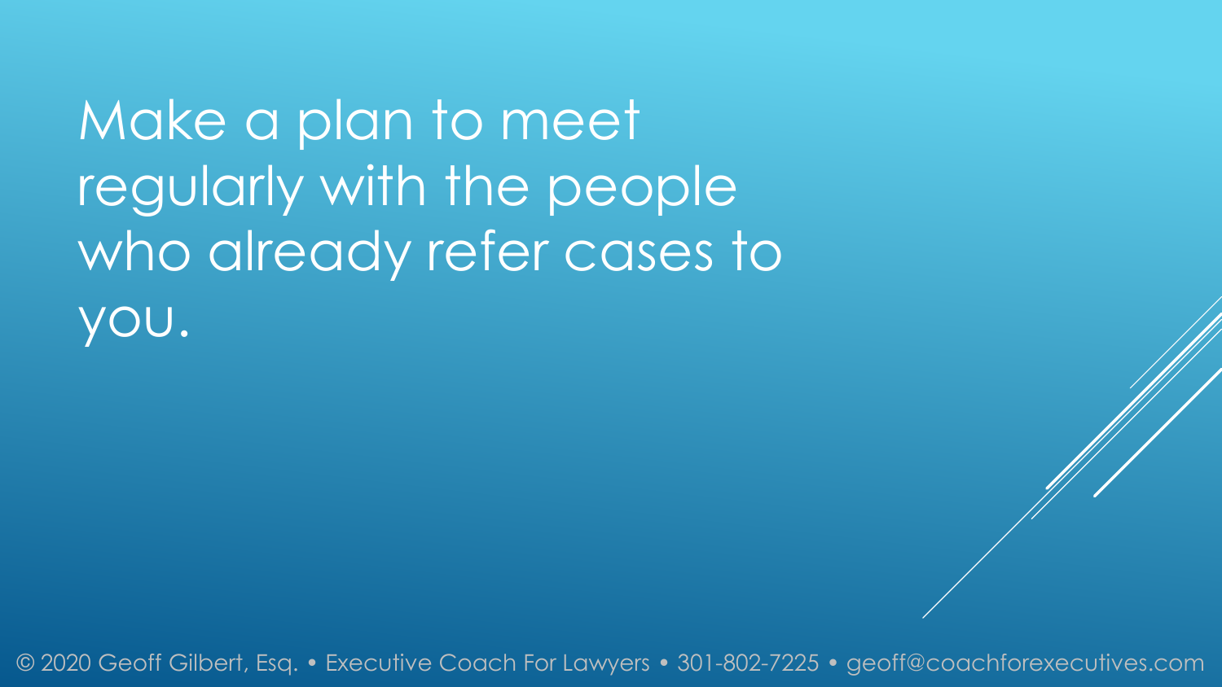Make a plan to meet regularly with the people who already refer cases to you.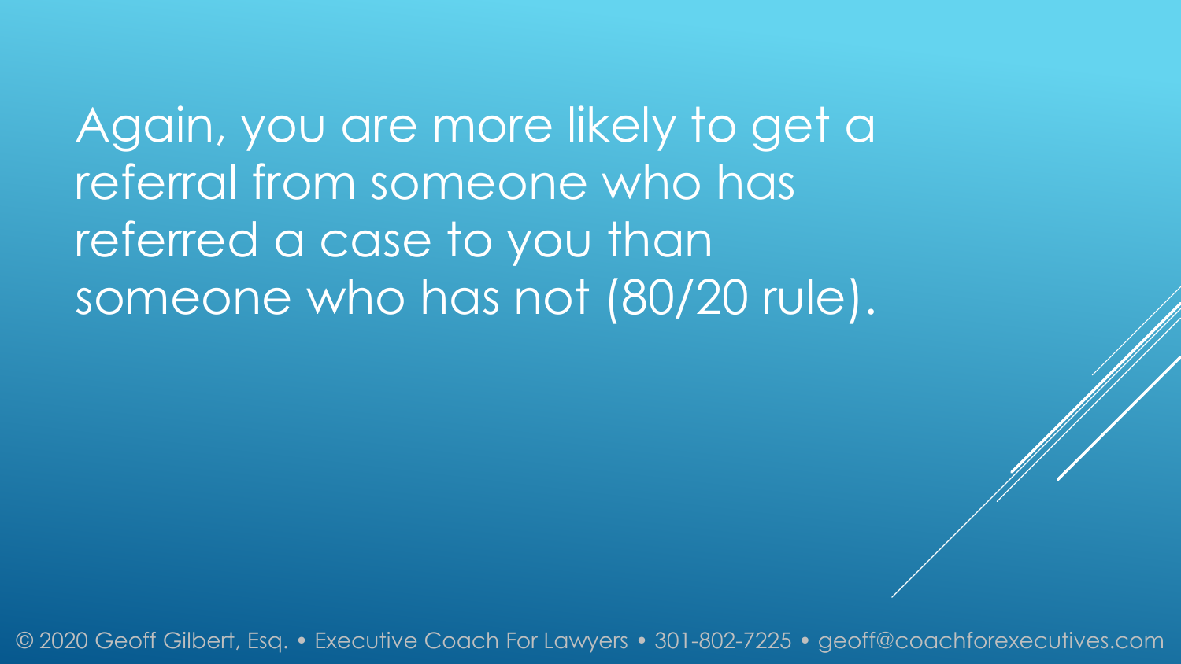Again, you are more likely to get a referral from someone who has referred a case to you than someone who has not (80/20 rule).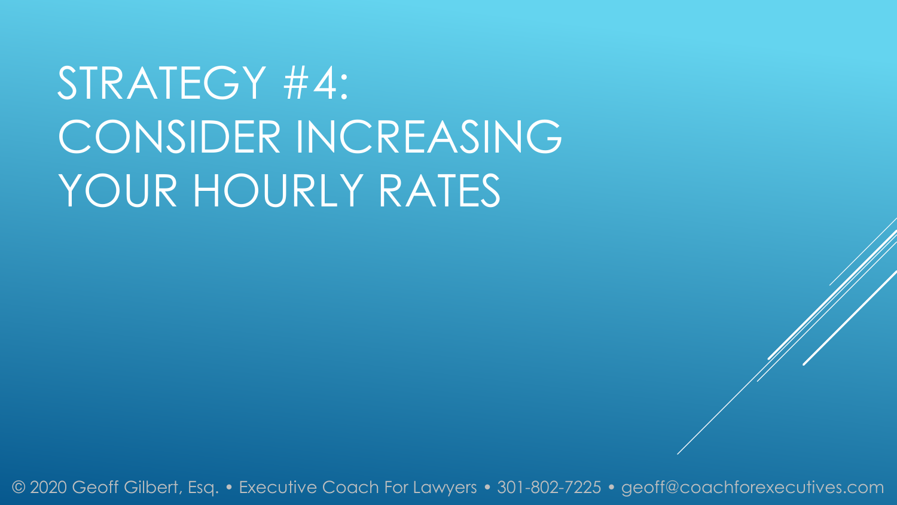# STRATEGY #4: CONSIDER INCREASING YOUR HOURLY RATES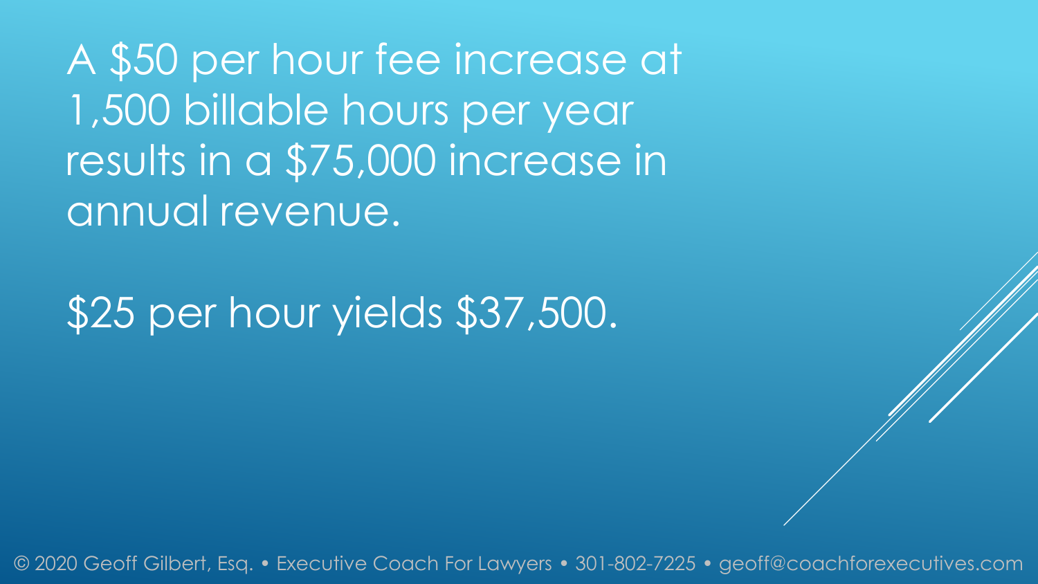A $50 per hour fee increase at 1,500 billable hours per year results in a $75,000 increase in annual revenue.

$25 per hour yields $37,500.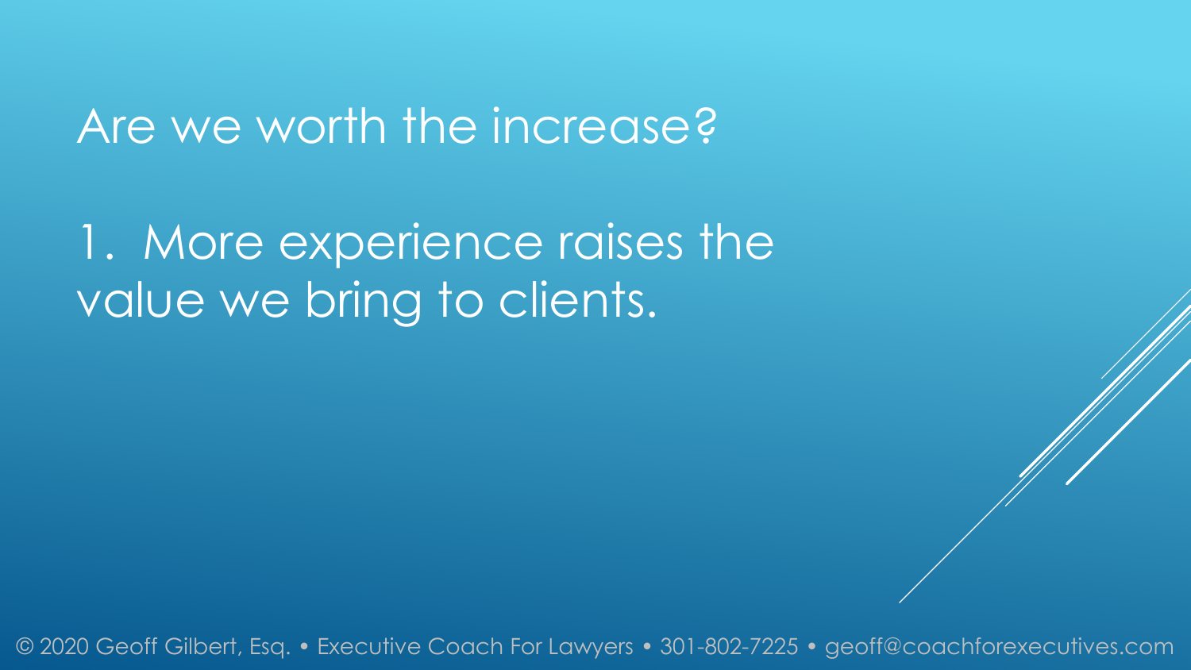# Are we worth the increase?

1. More experience raises the value we bring to clients.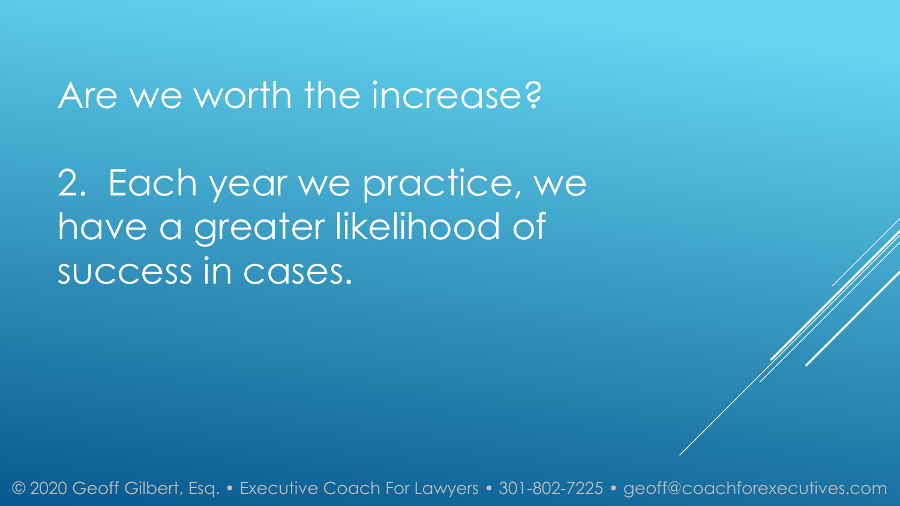# Are we worth the increase?

2. Each year we practice, we have a greater likelihood of success in cases.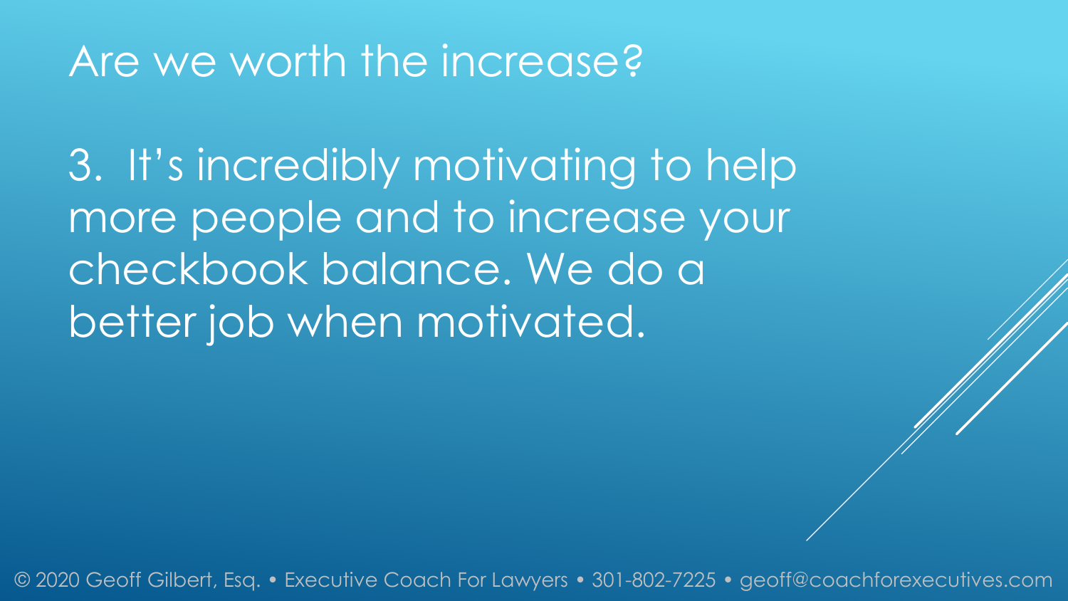# Are we worth the increase?

3. It's incredibly motivating to help more people and to increase your checkbook balance. We do a better job when motivated.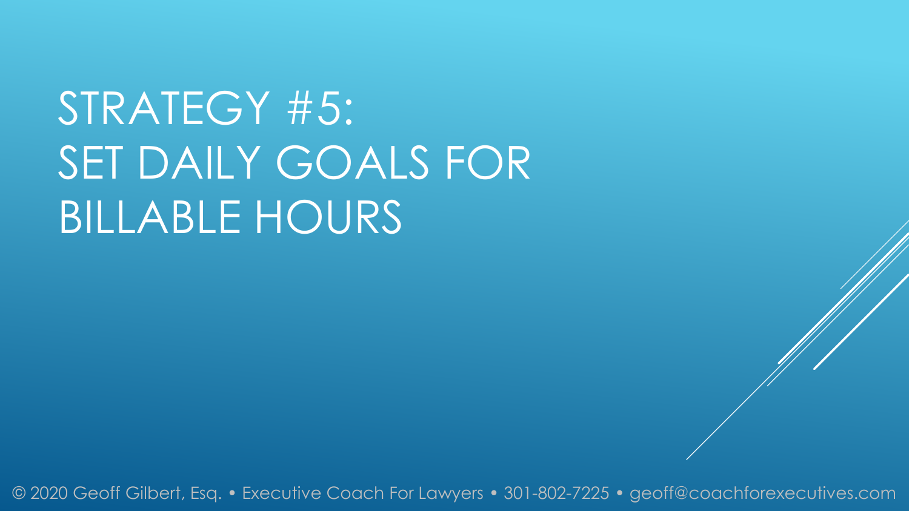# STRATEGY #5: SET DAILY GOALS FOR BILLABLE HOURS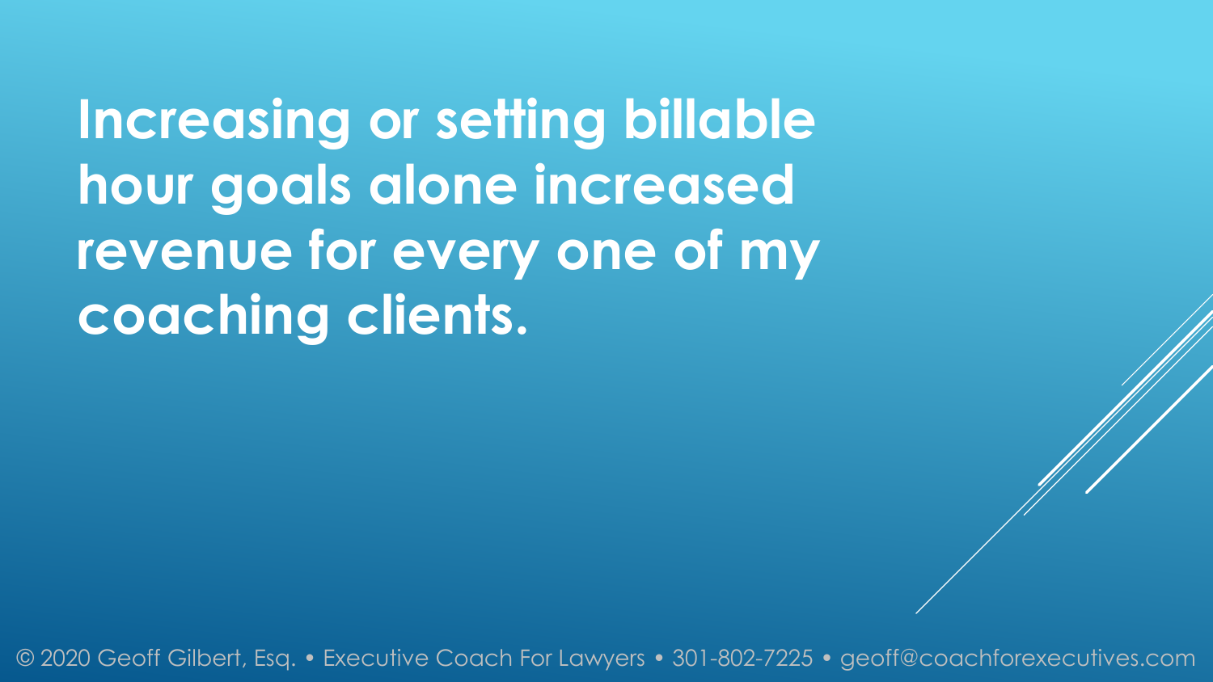# Increasing or setting billable hour goals alone increased revenue for every one of my coaching clients.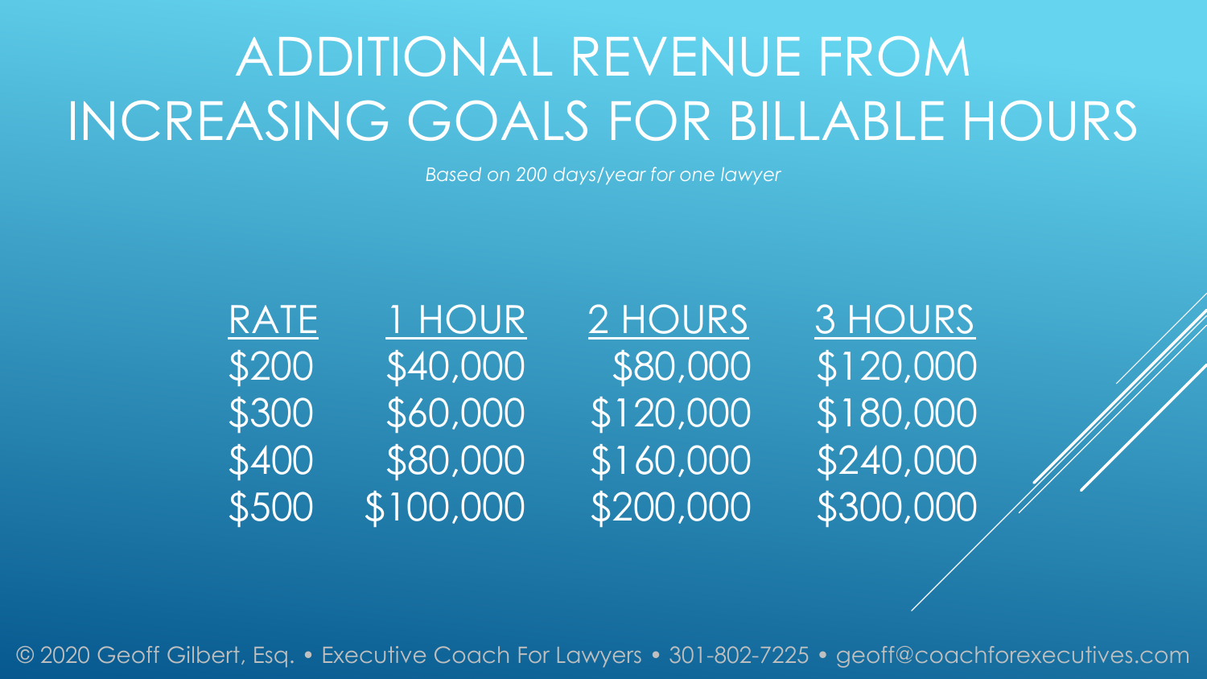# ADDITIONAL REVENUE FROM INCREASING GOALS FOR BILLABLE HOURS

*Based on 200 days/year for one lawyer*

| RATE | 1 HOUR | 2 HOURS | 3 HOURS |
|---|---|---|---|
| $200 | $40,000 | $80,000 | $120,000 |
| $300 | $60,000 | $120,000 | $180,000 |
| $400 | $80,000 | $160,000 | $240,000 |
| $500 | $100,000 | $200,000 | $300,000 |

© 2020 Geoff Gilbert, Esq. • Executive Coach For Lawyers • 301-802-7225 • geoff@coachforexecutives.com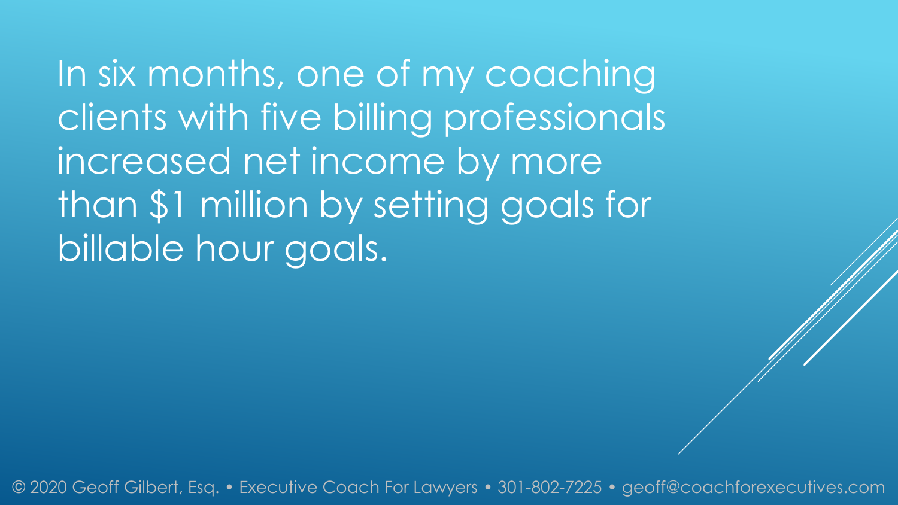In six months, one of my coaching clients with five billing professionals increased net income by more than $1 million by setting goals for billable hour goals.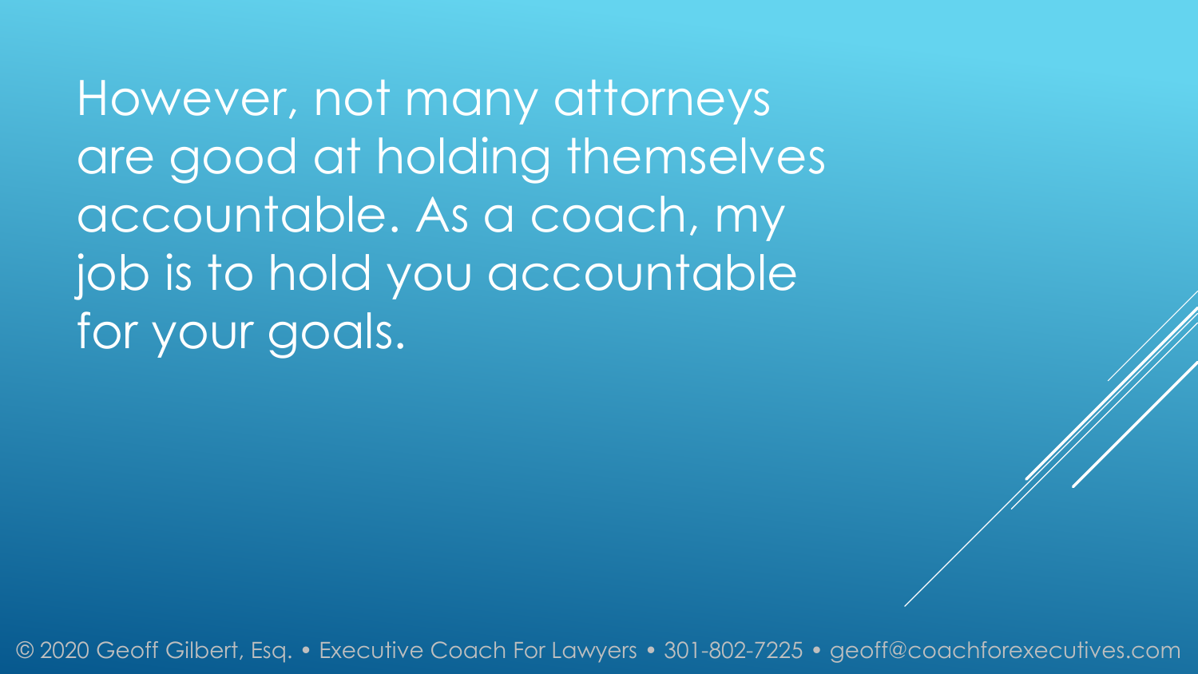However, not many attorneys are good at holding themselves accountable. As a coach, my job is to hold you accountable for your goals.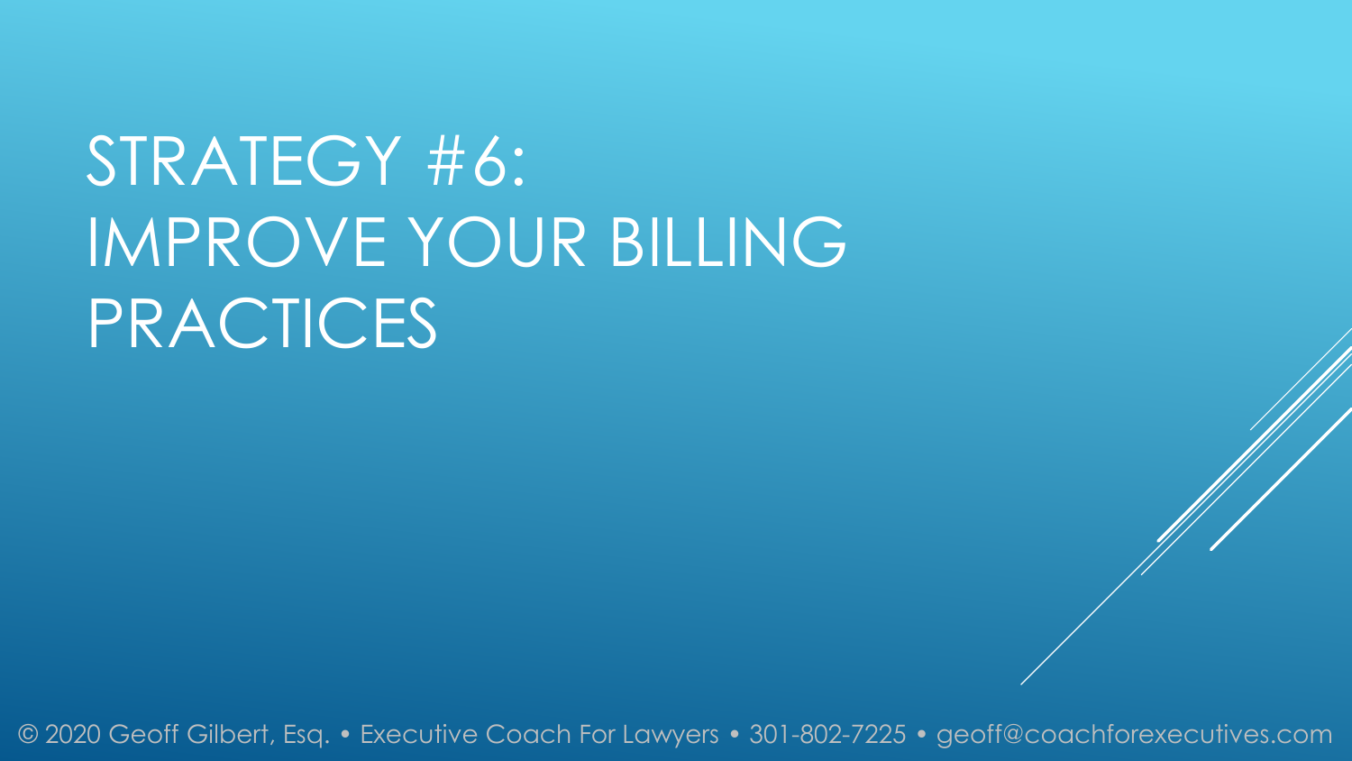# STRATEGY #6: IMPROVE YOUR BILLING PRACTICES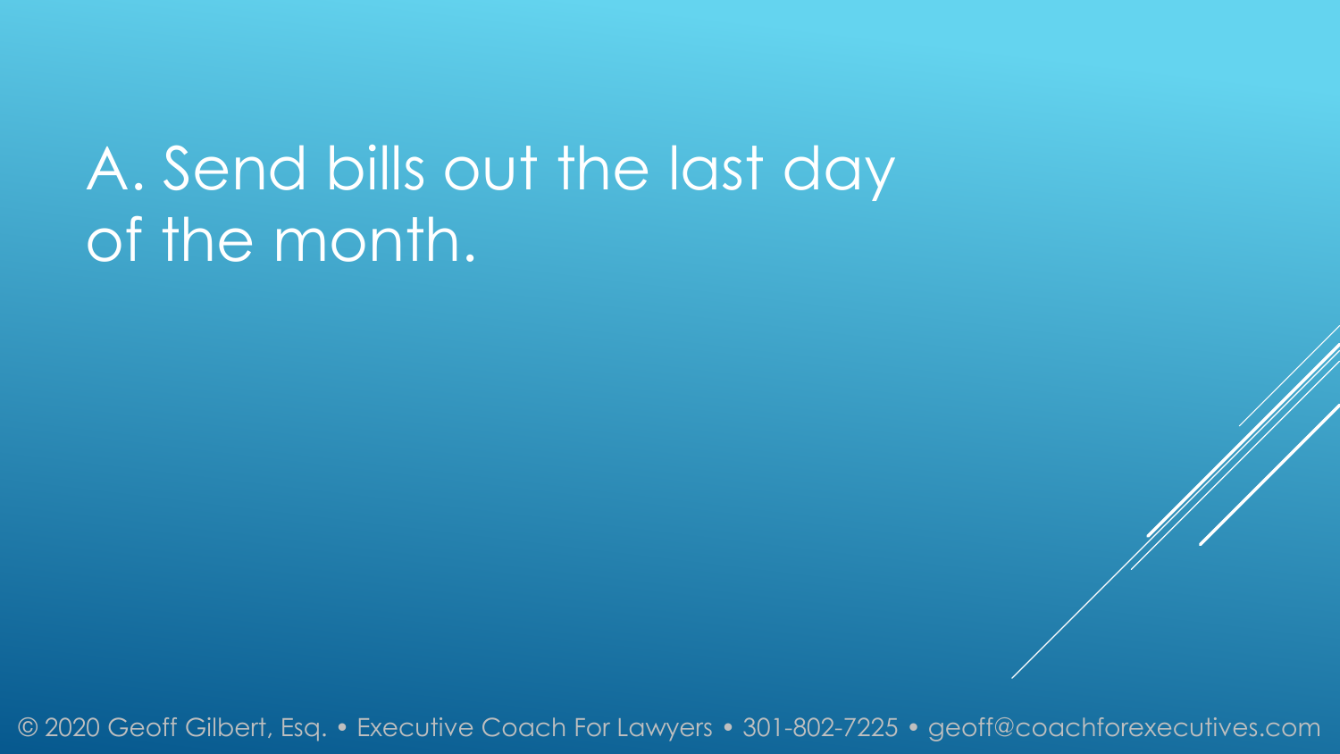# A. Send bills out the last day of the month.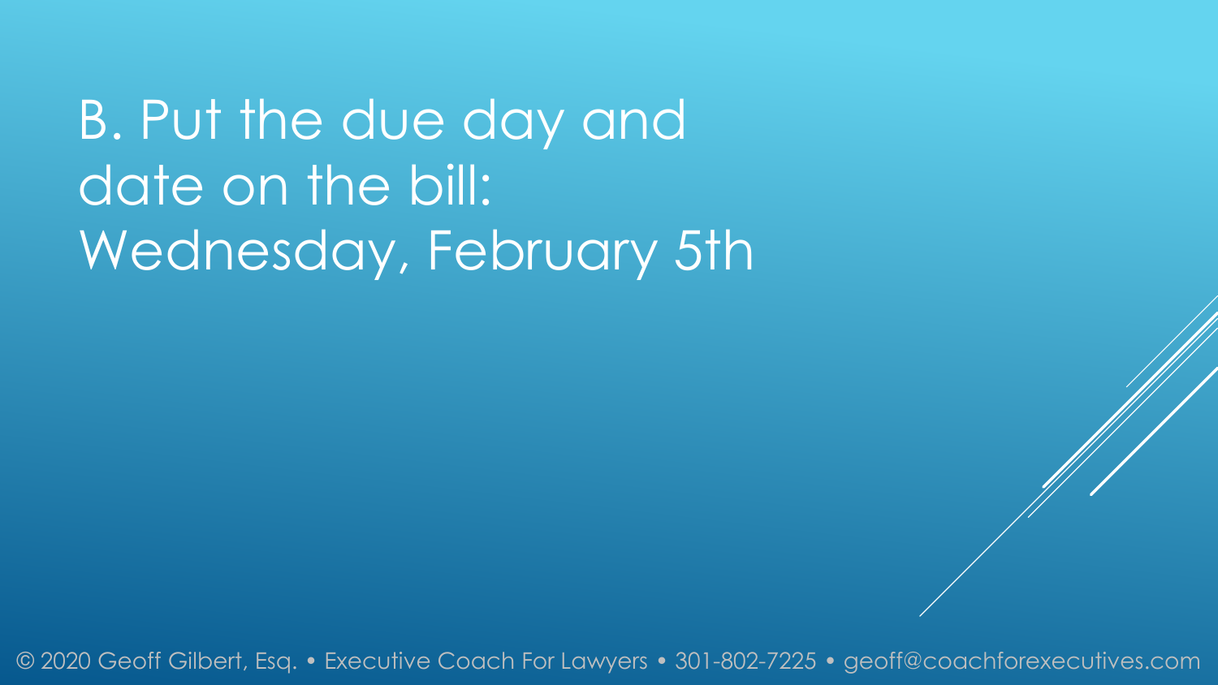# B. Put the due day and date on the bill: Wednesday, February 5th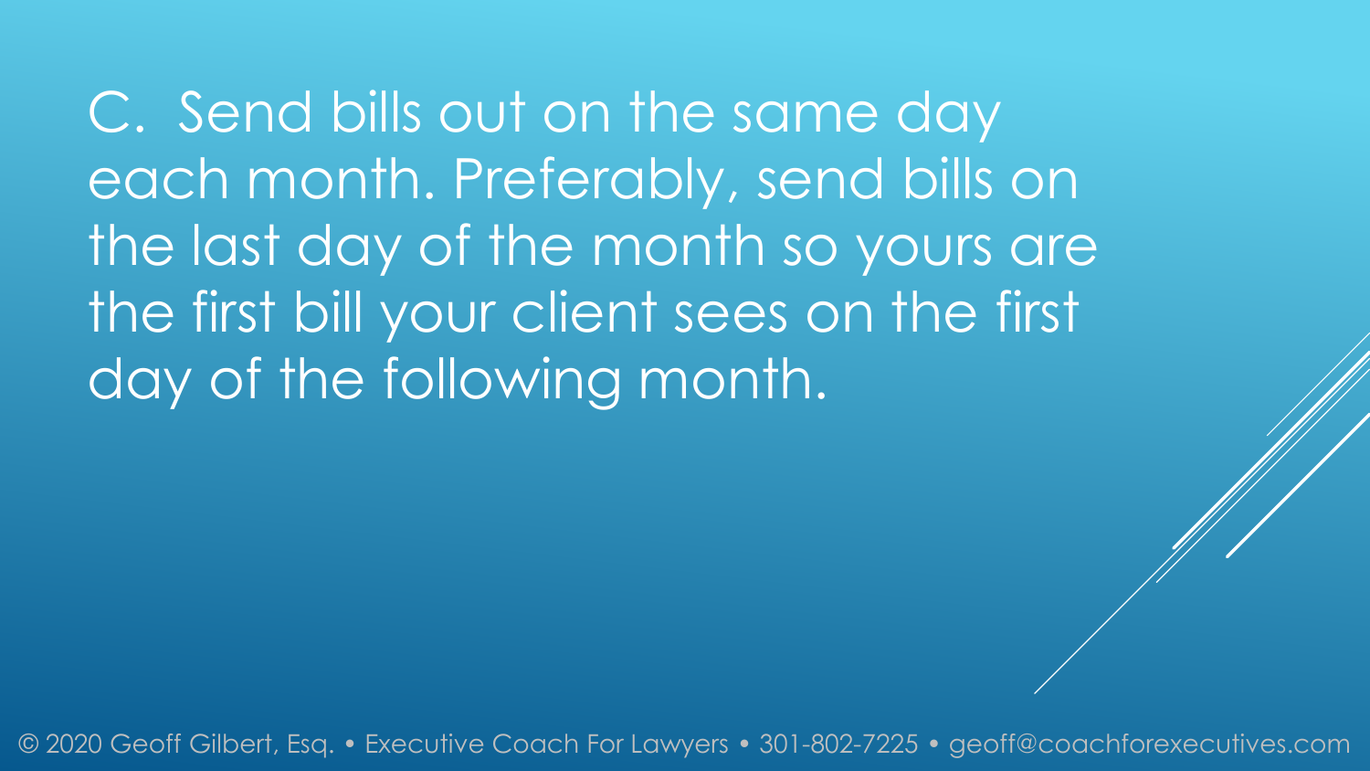C. Send bills out on the same day each month. Preferably, send bills on the last day of the month so yours are the first bill your client sees on the first day of the following month.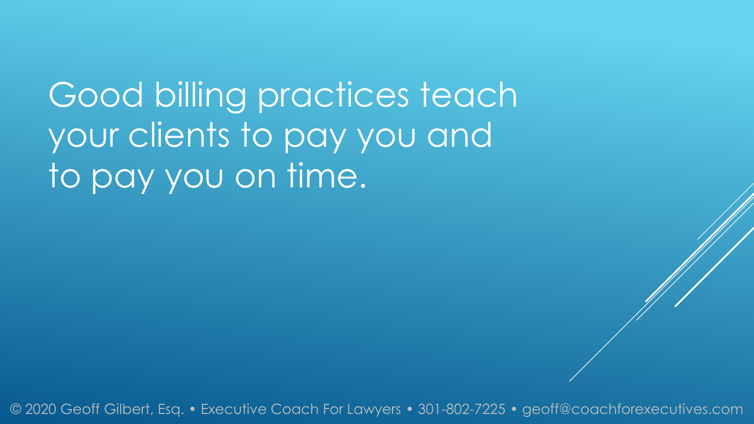Good billing practices teach your clients to pay you and to pay you on time.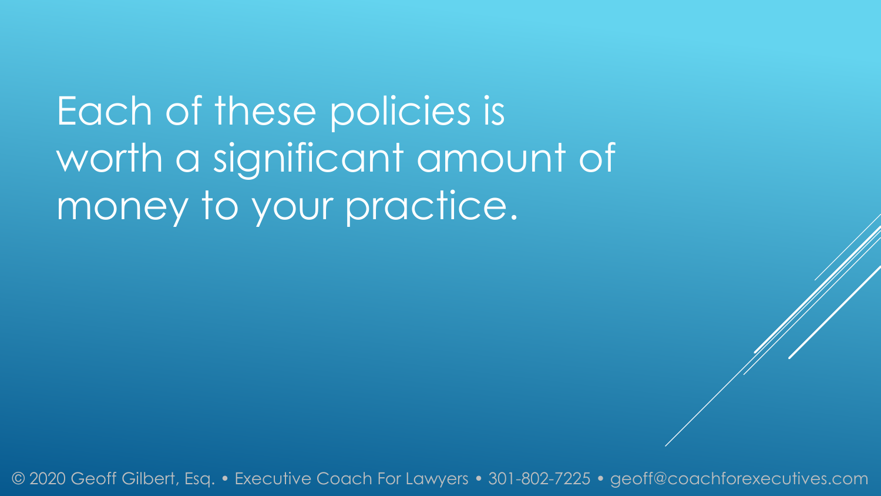Each of these policies is worth a significant amount of money to your practice.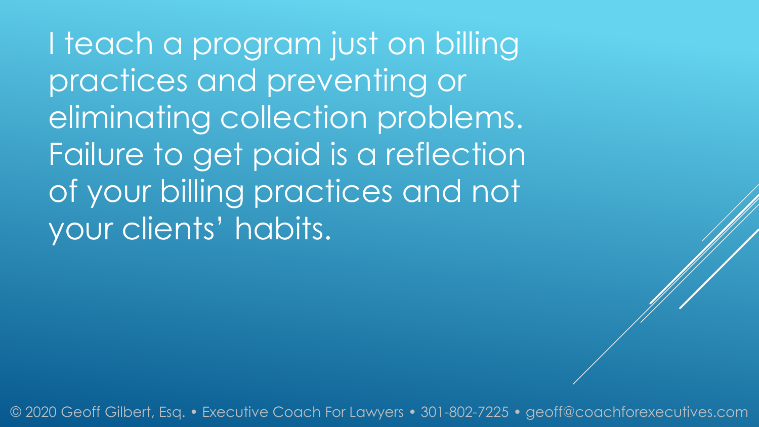I teach a program just on billing practices and preventing or eliminating collection problems. Failure to get paid is a reflection of your billing practices and not your clients' habits.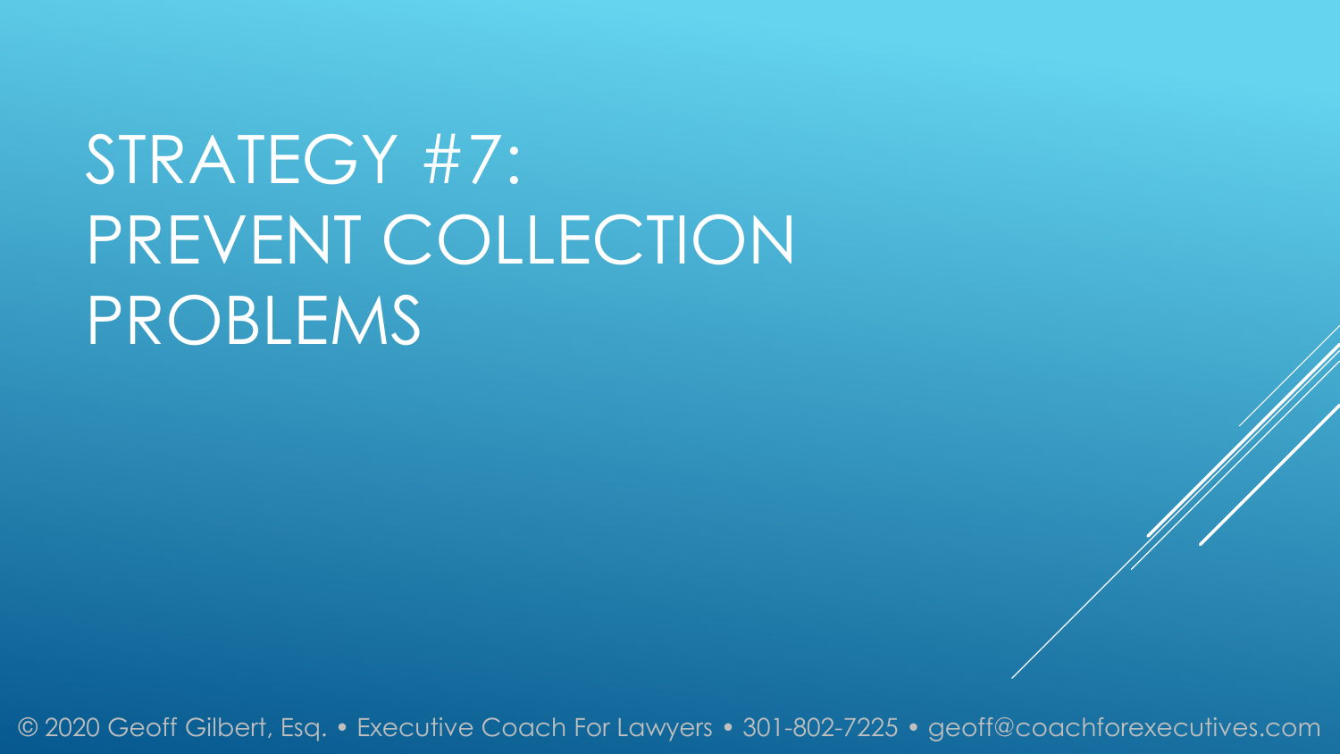# STRATEGY #7: PREVENT COLLECTION PROBLEMS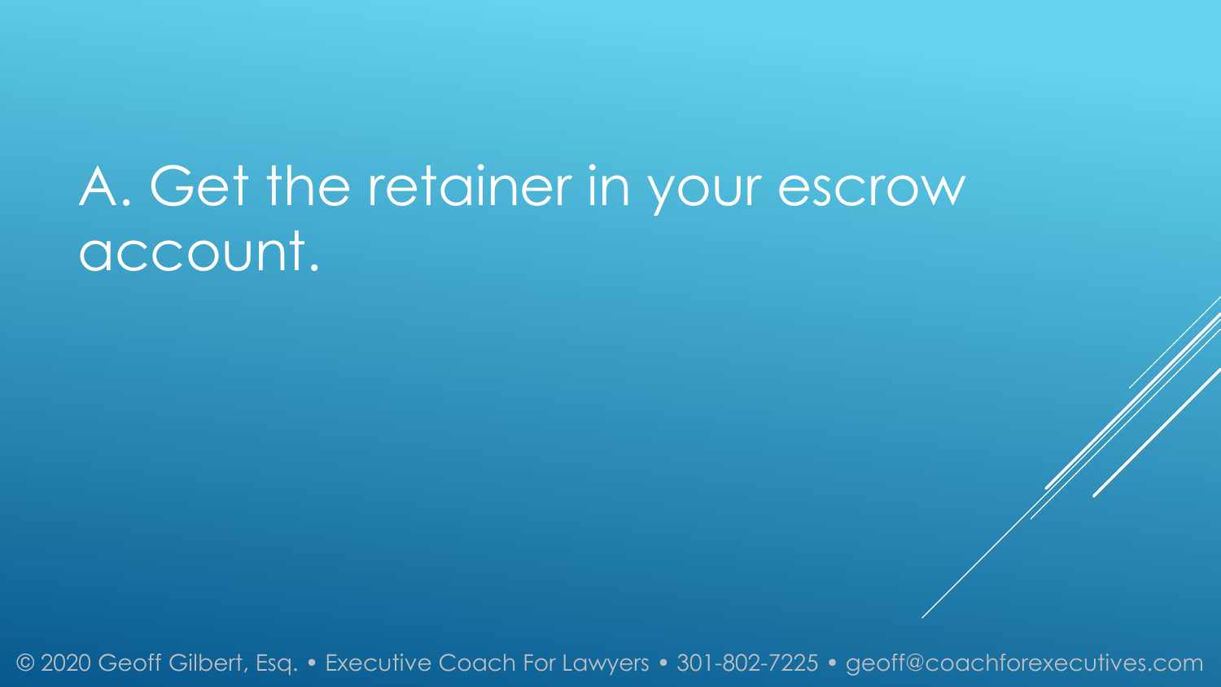# A. Get the retainer in your escrow account.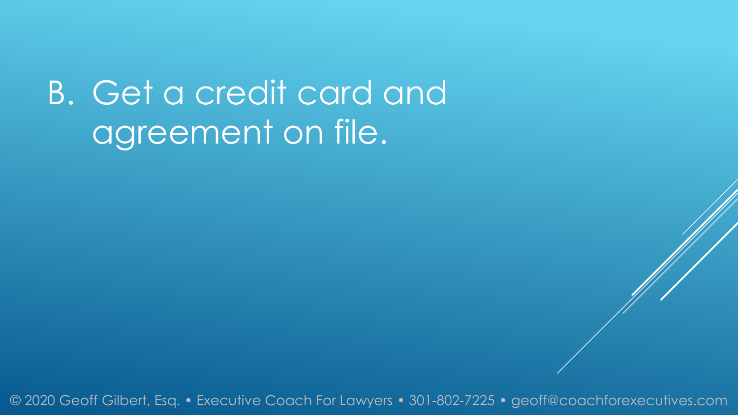# B. Get a credit card and agreement on file.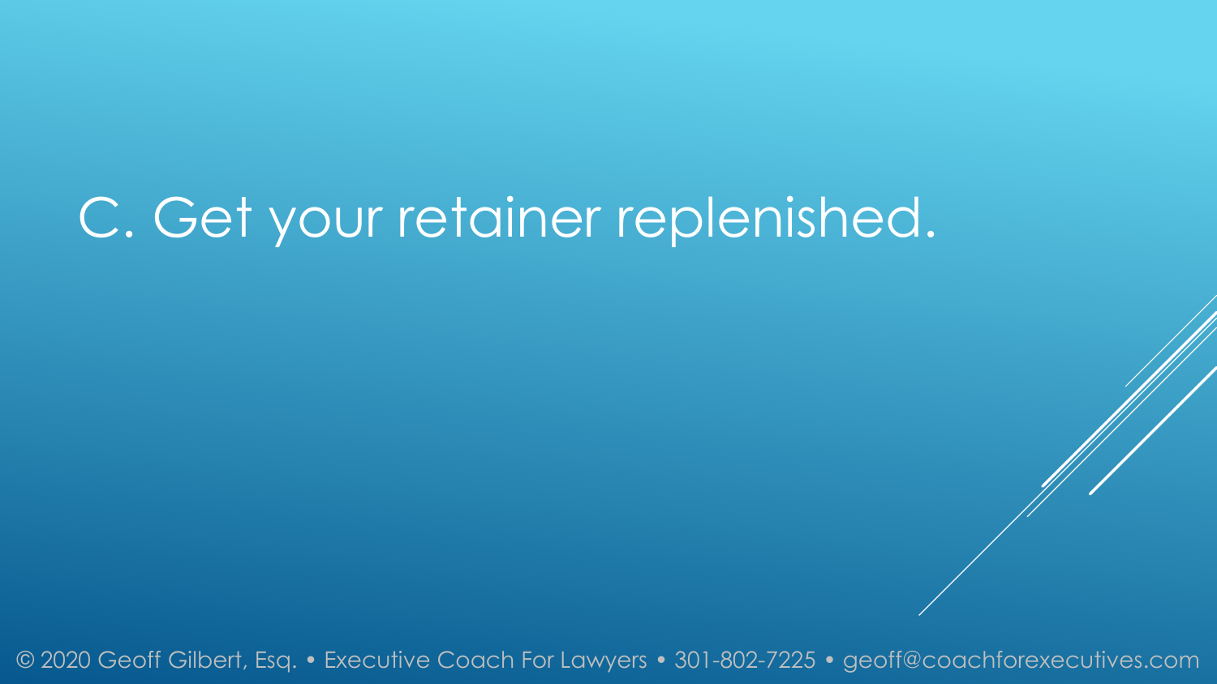# C. Get your retainer replenished.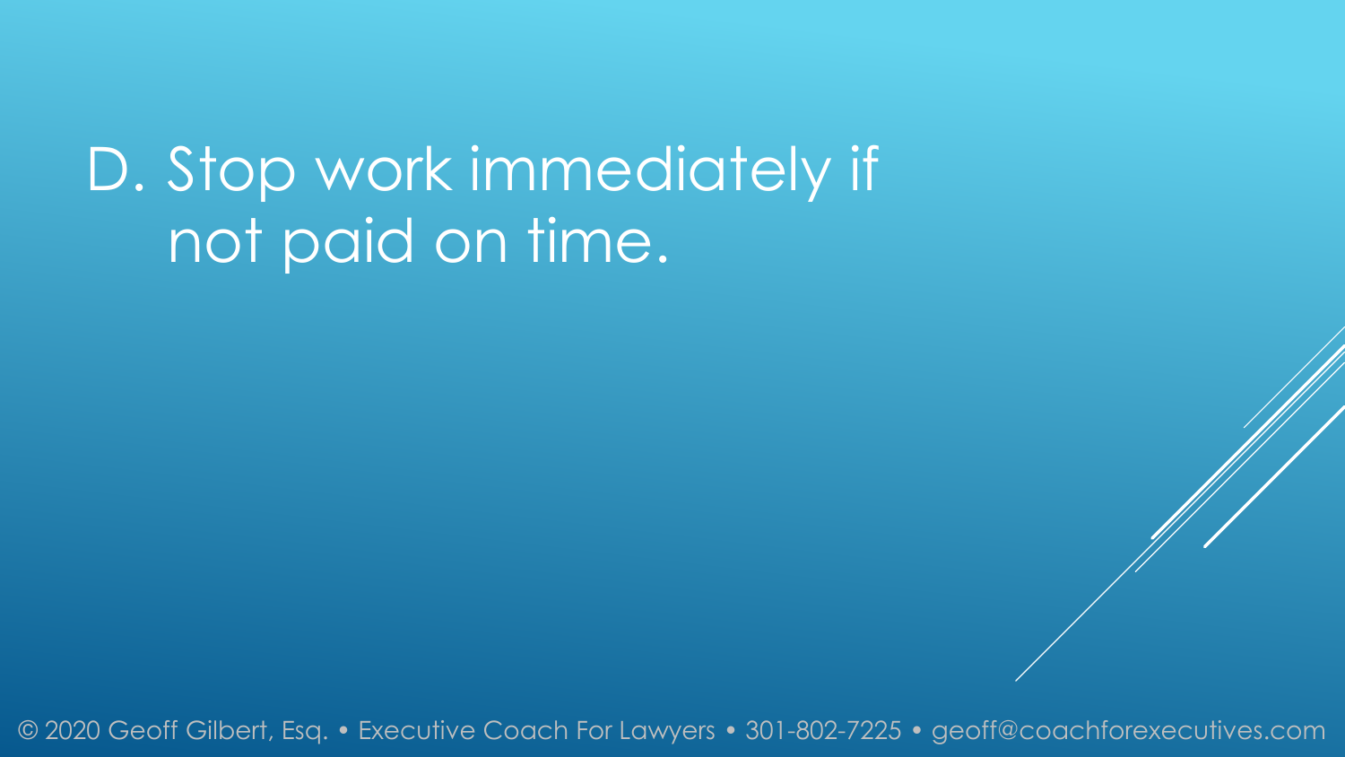D. Stop work immediately if not paid on time.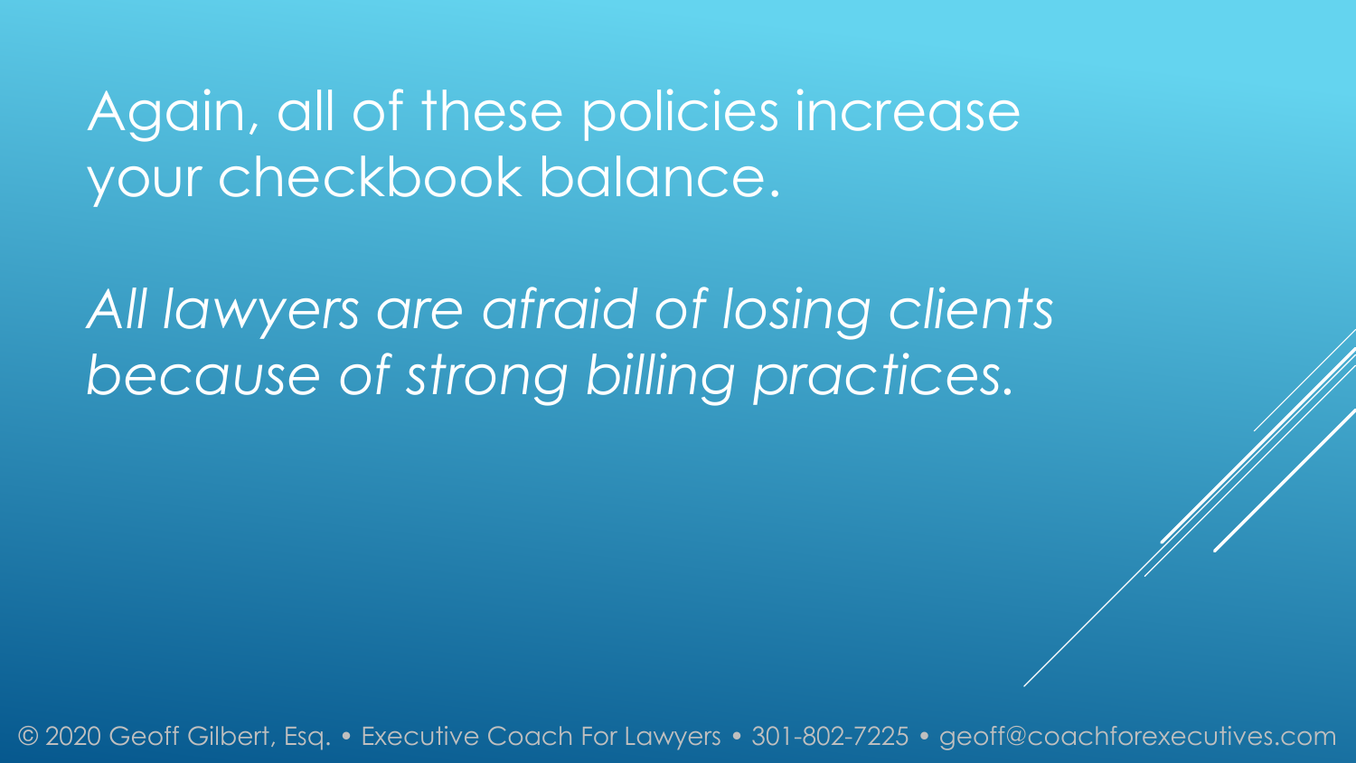Again, all of these policies increase your checkbook balance.

*All lawyers are afraid of losing clients because of strong billing practices.*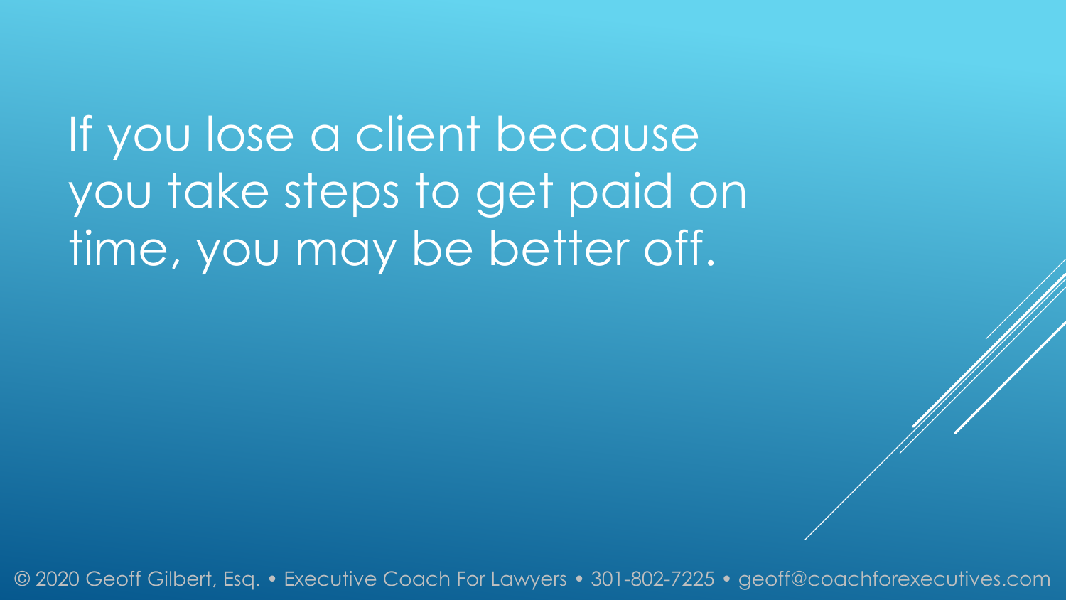If you lose a client because you take steps to get paid on time, you may be better off.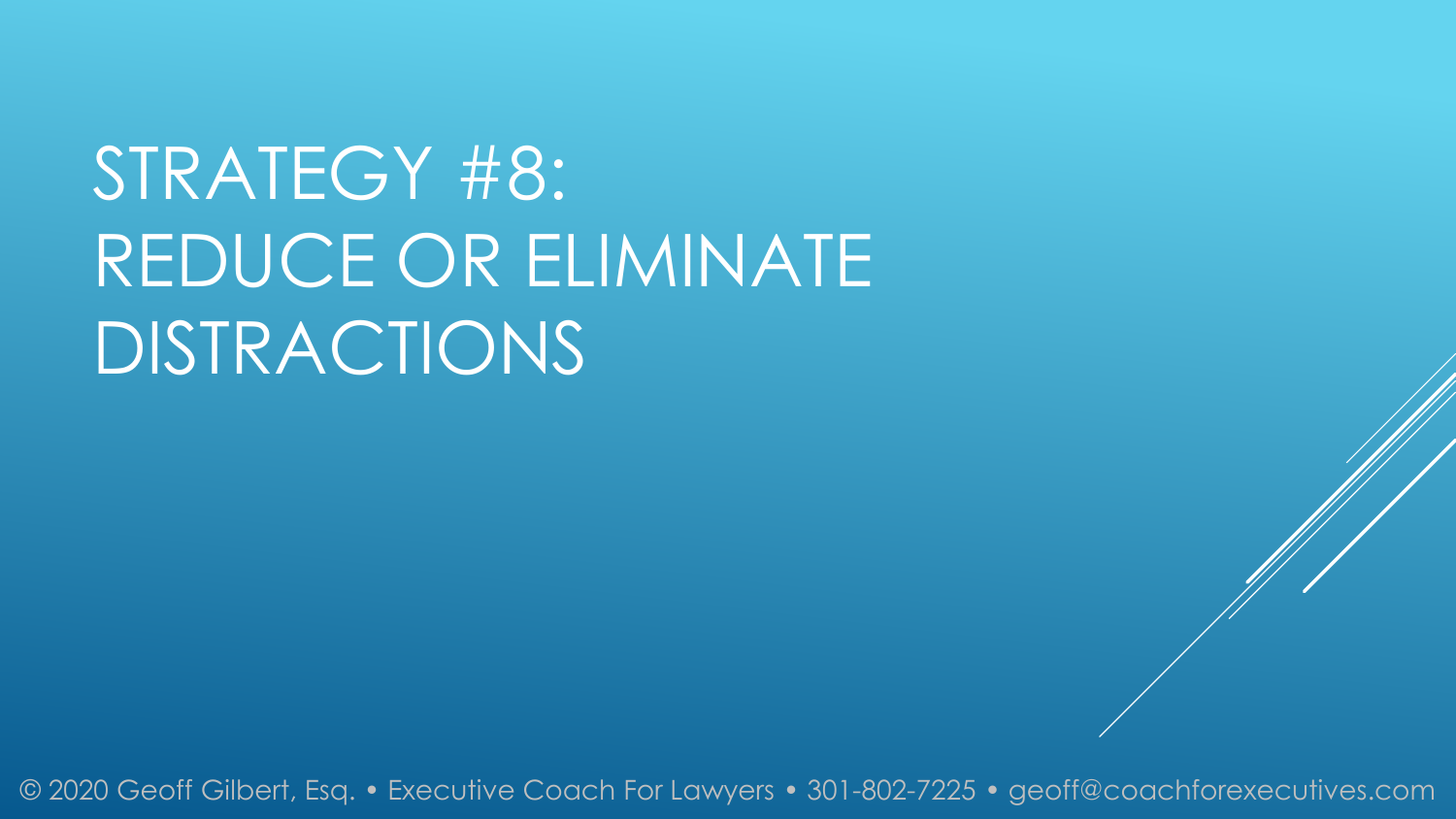# STRATEGY #8: REDUCE OR ELIMINATE DISTRACTIONS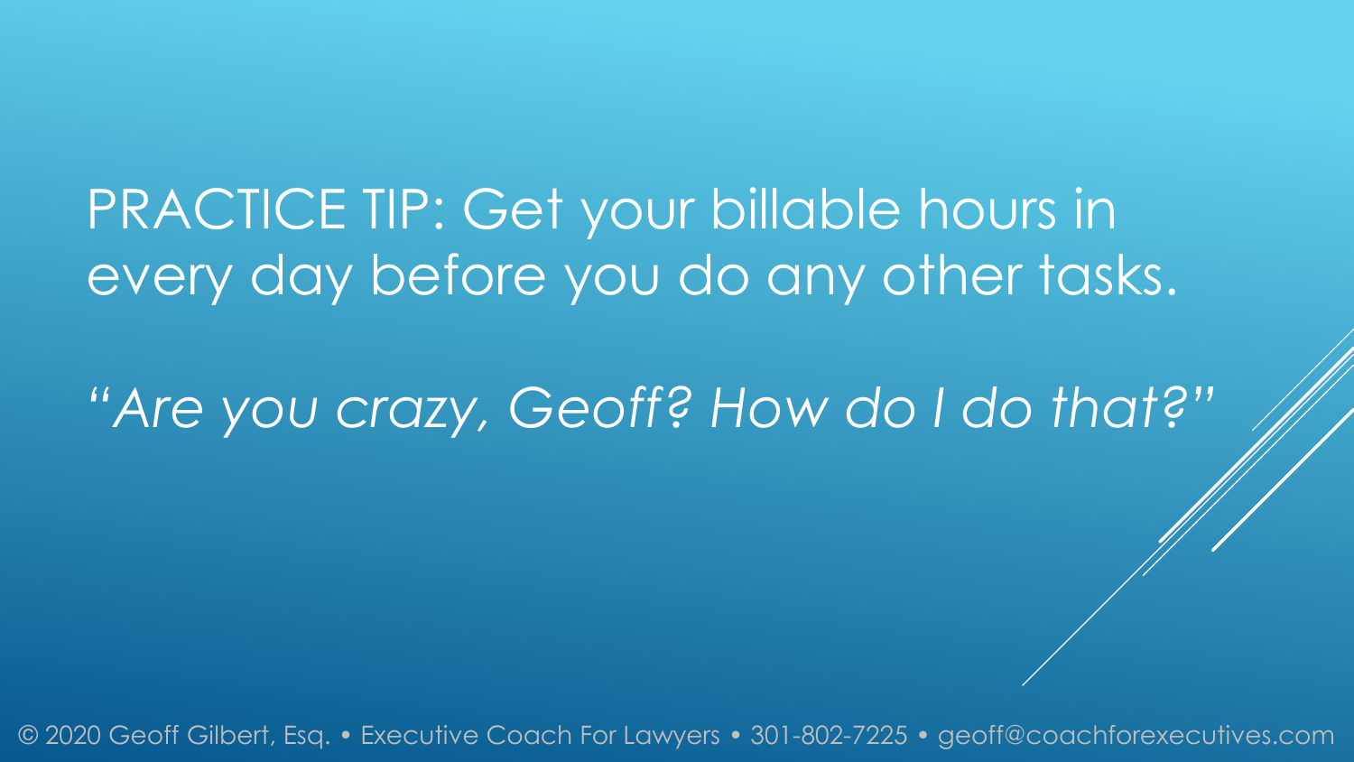PRACTICE TIP: Get your billable hours in every day before you do any other tasks.

*"Are you crazy, Geoff? How do I do that?"*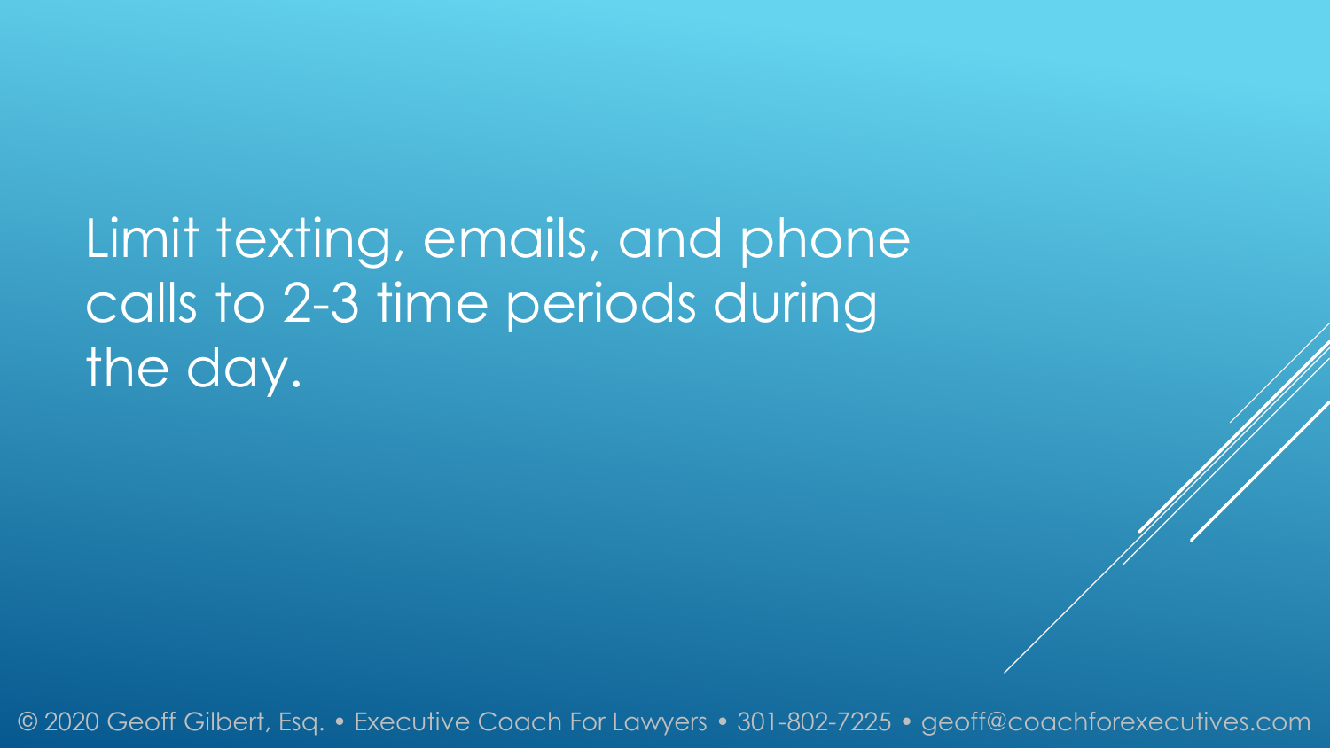Limit texting, emails, and phone calls to 2-3 time periods during the day.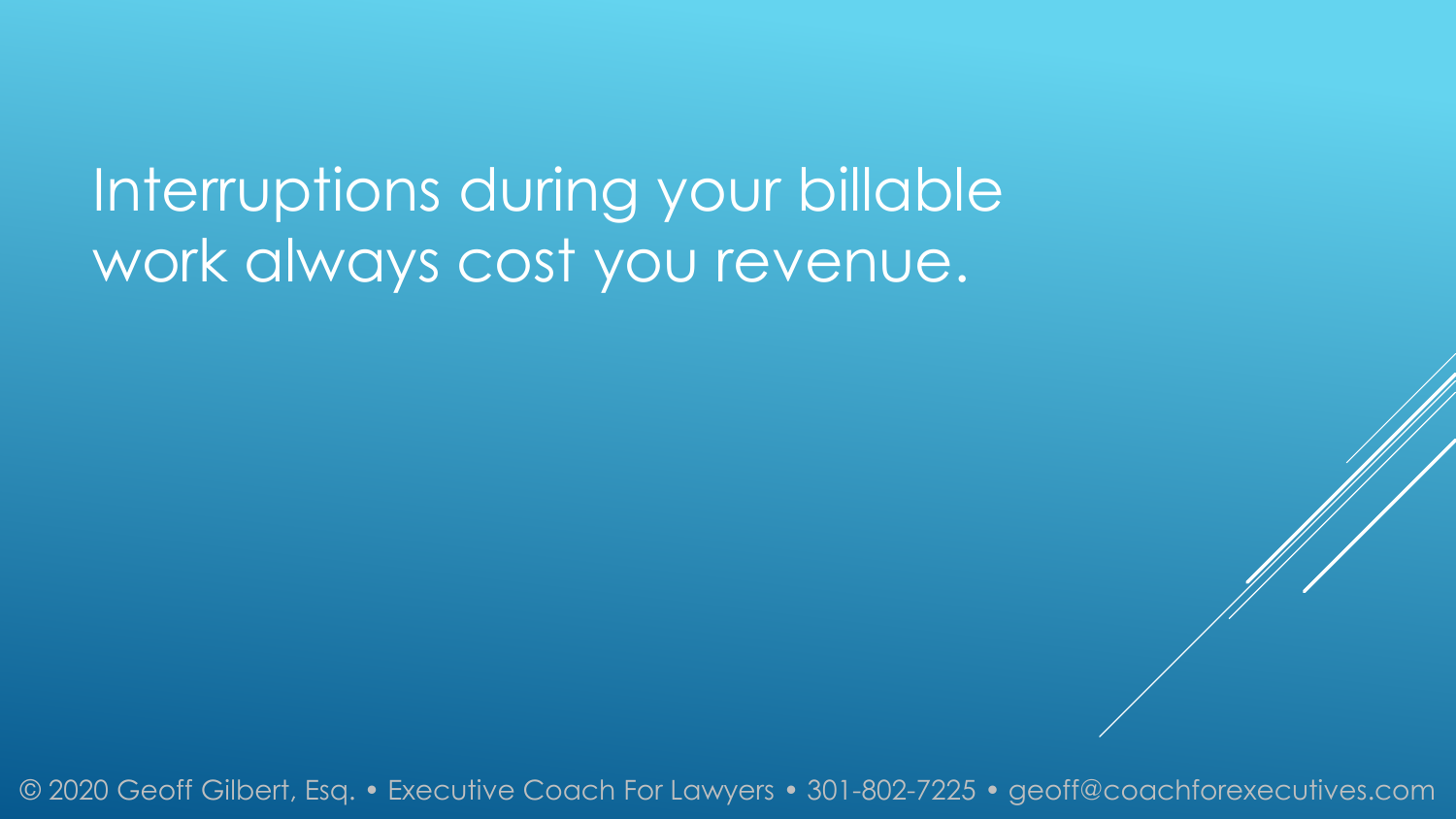Interruptions during your billable work always cost you revenue.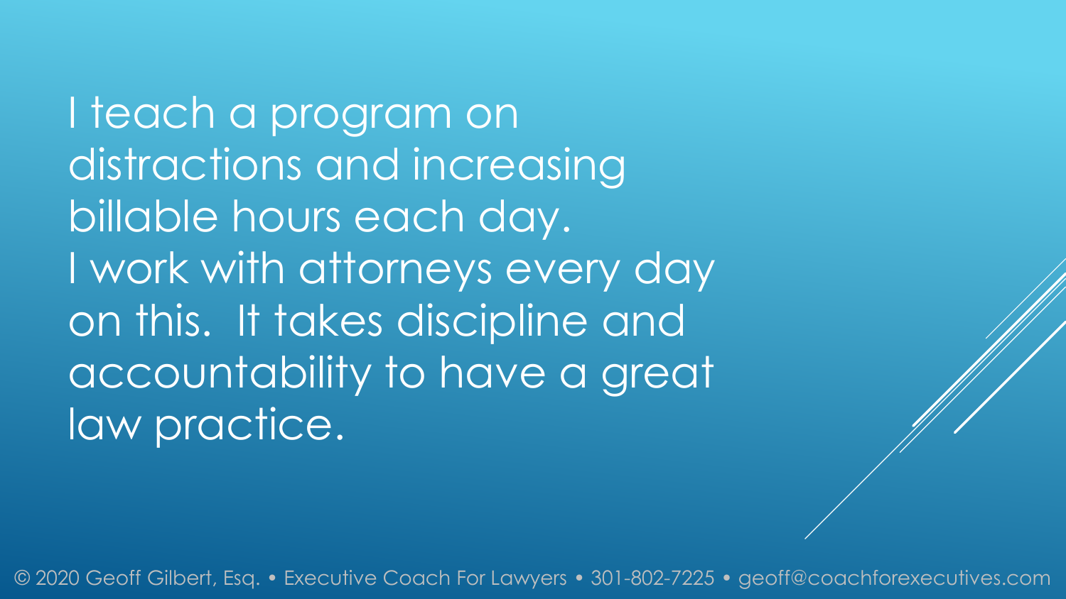I teach a program on distractions and increasing billable hours each day. I work with attorneys every day on this. It takes discipline and accountability to have a great law practice.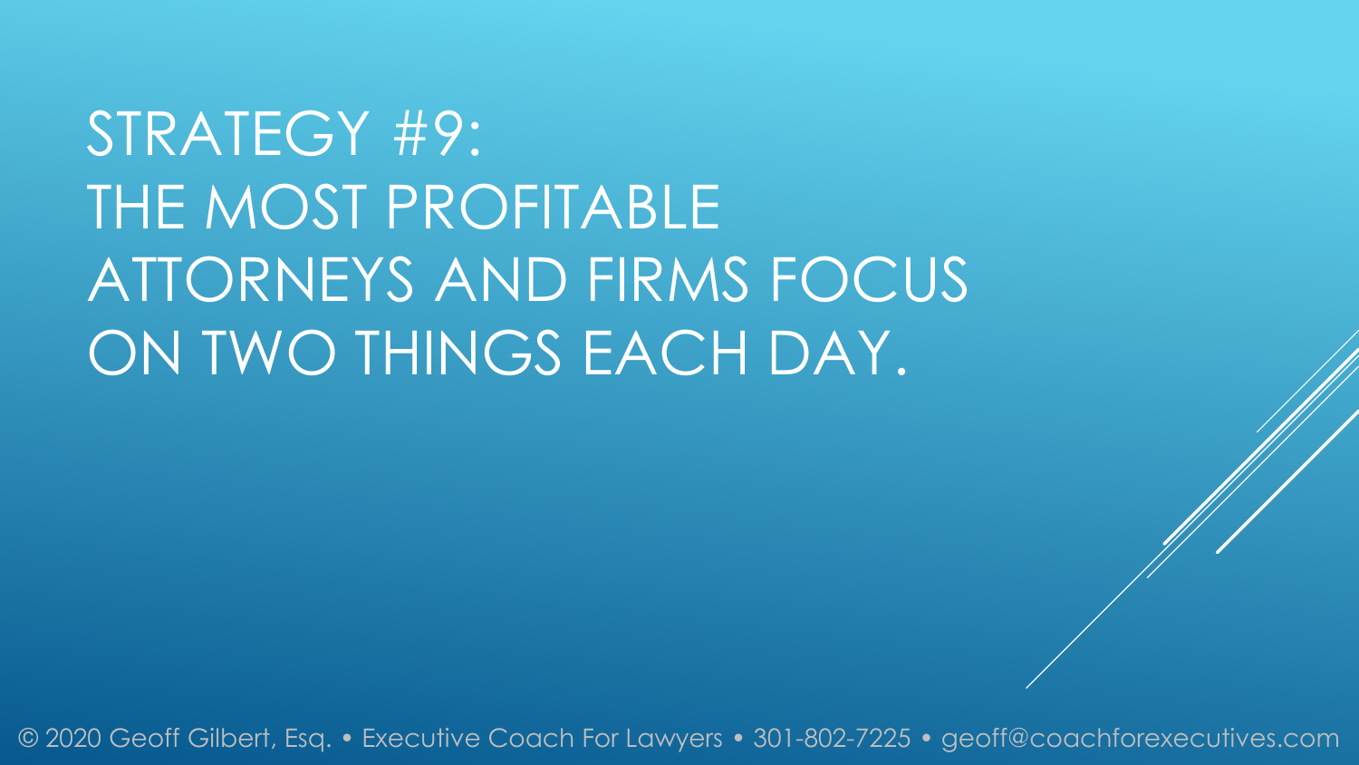# STRATEGY #9: THE MOST PROFITABLE ATTORNEYS AND FIRMS FOCUS ON TWO THINGS EACH DAY.

© 2020 Geoff Gilbert, Esq. • Executive Coach For Lawyers • 301-802-7225 • geoff@coachforexecutives.com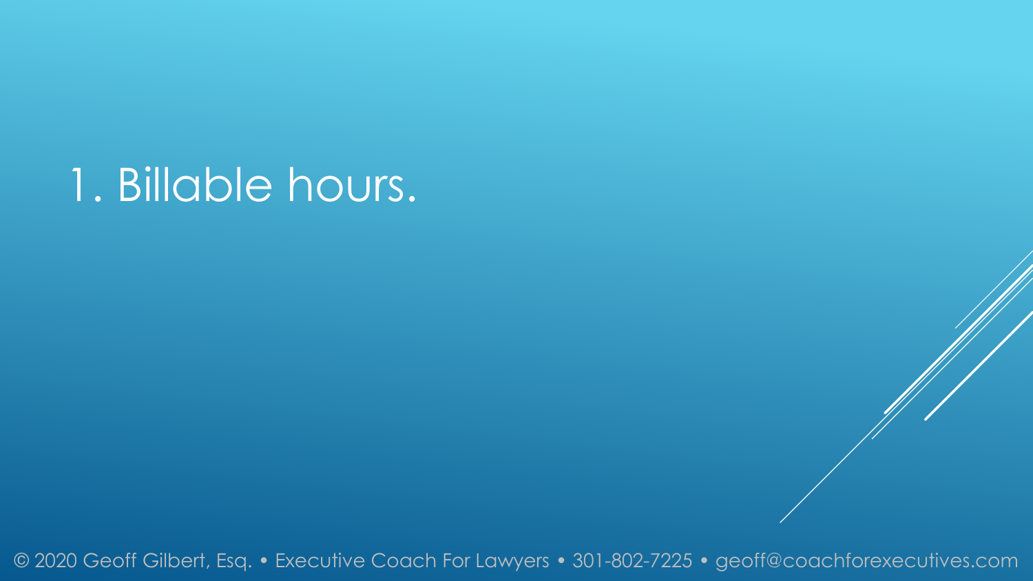1. Billable hours.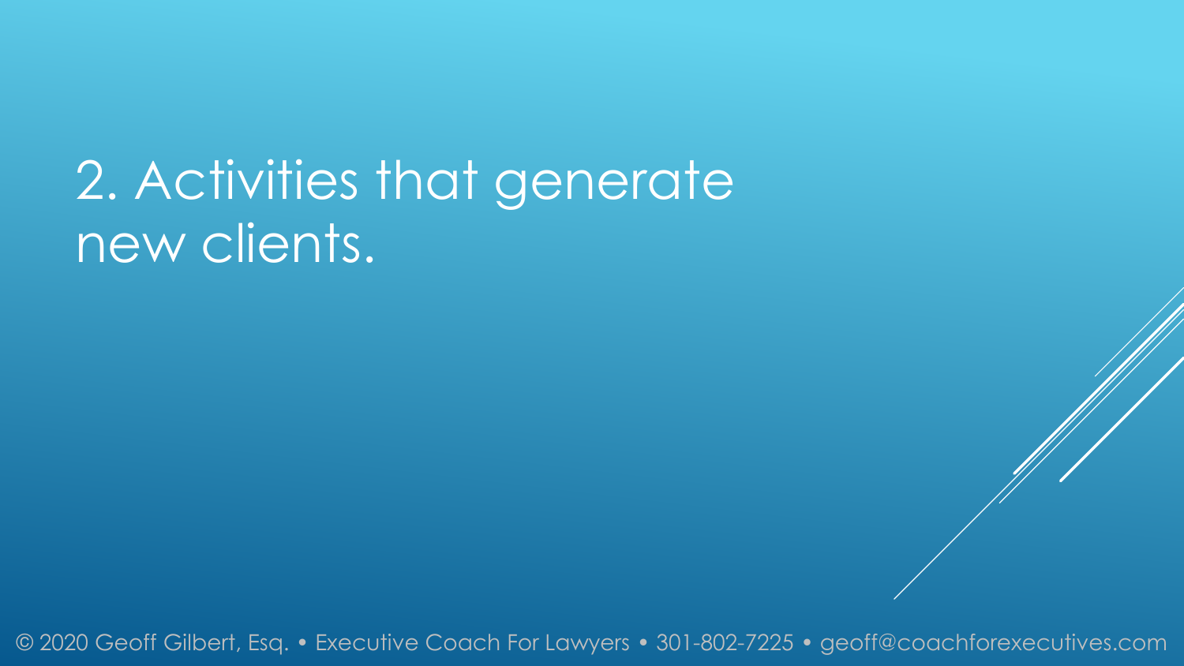# 2. Activities that generate new clients.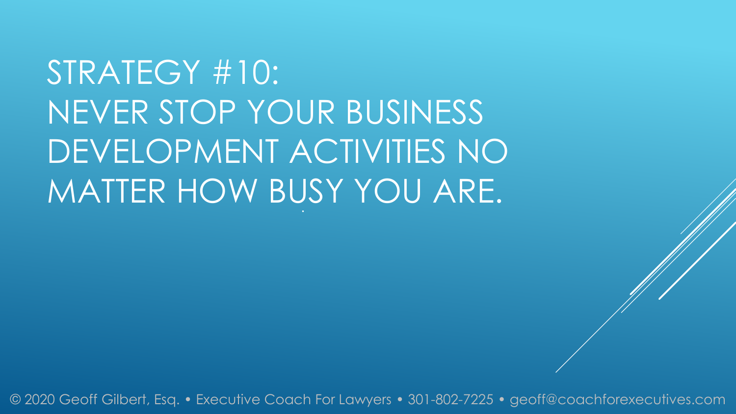# STRATEGY #10: NEVER STOP YOUR BUSINESS DEVELOPMENT ACTIVITIES NO MATTER HOW BUSY YOU ARE.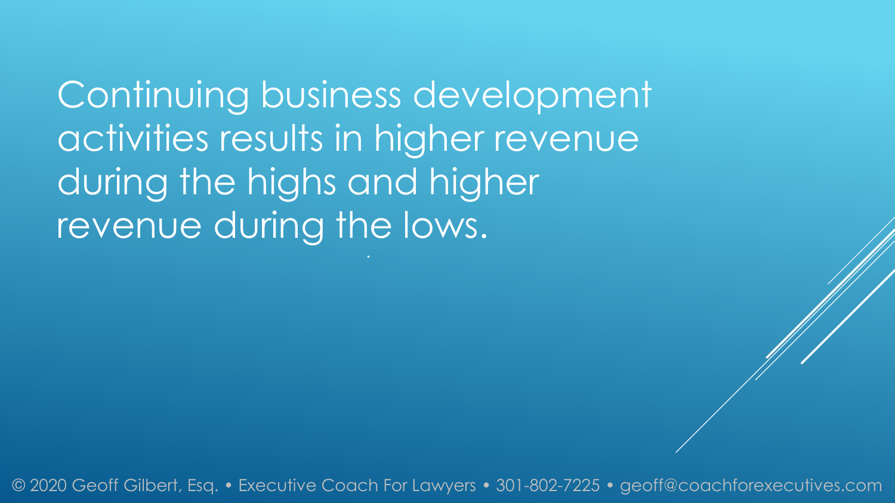Continuing business development activities results in higher revenue during the highs and higher revenue during the lows.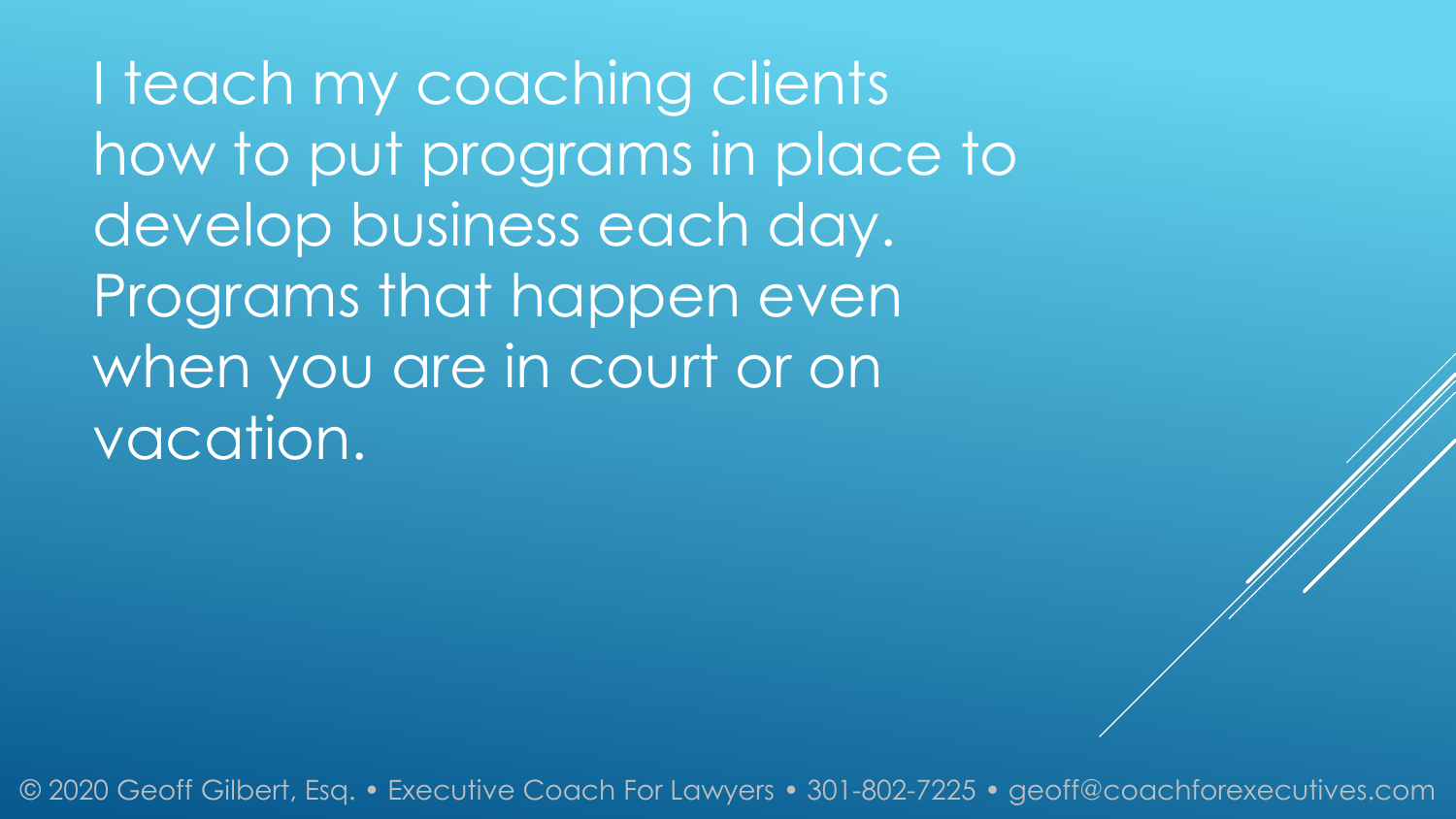I teach my coaching clients how to put programs in place to develop business each day. Programs that happen even when you are in court or on vacation.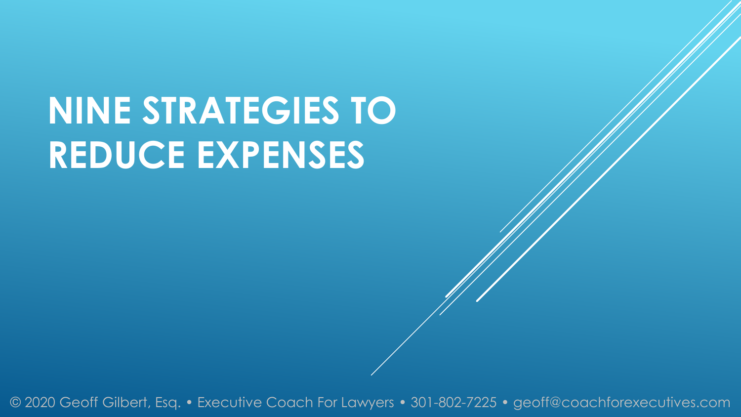# NINE STRATEGIES TO REDUCE EXPENSES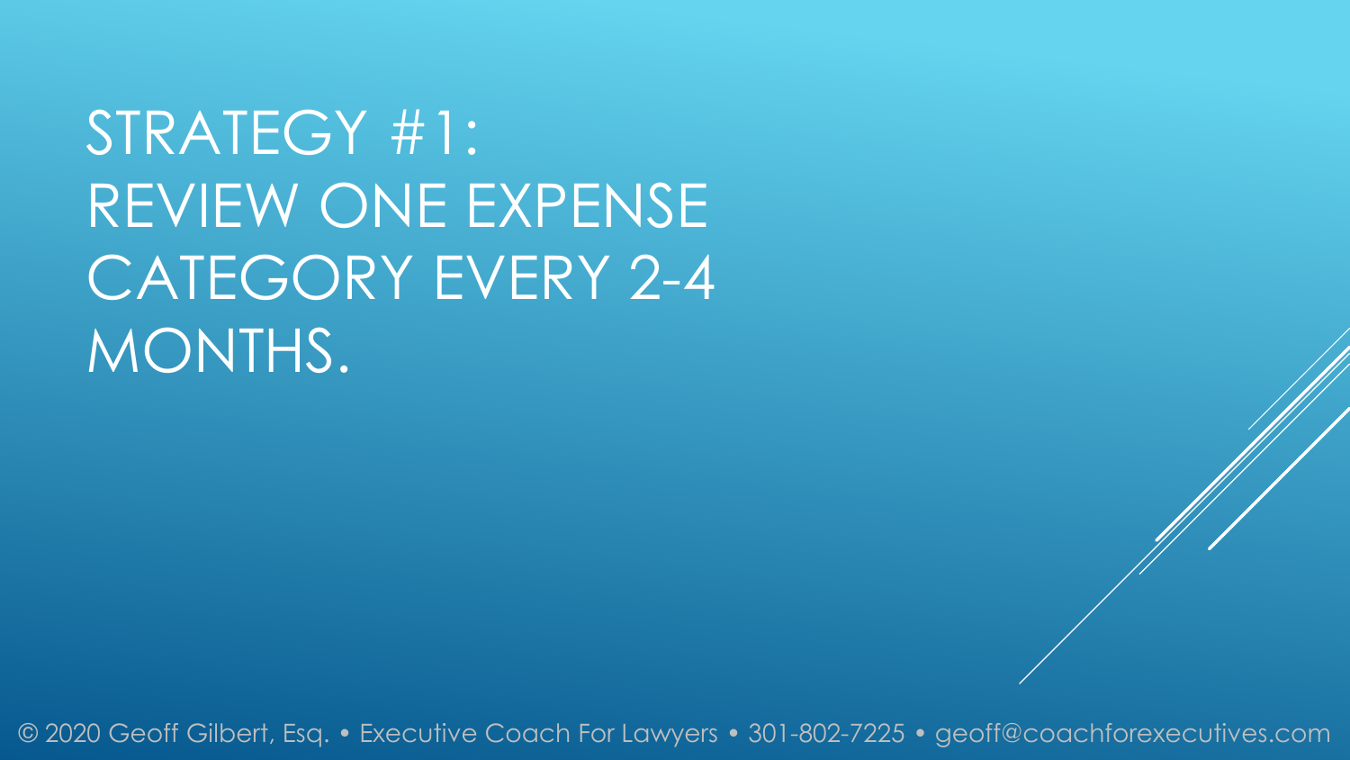# STRATEGY #1: REVIEW ONE EXPENSE CATEGORY EVERY 2-4 MONTHS.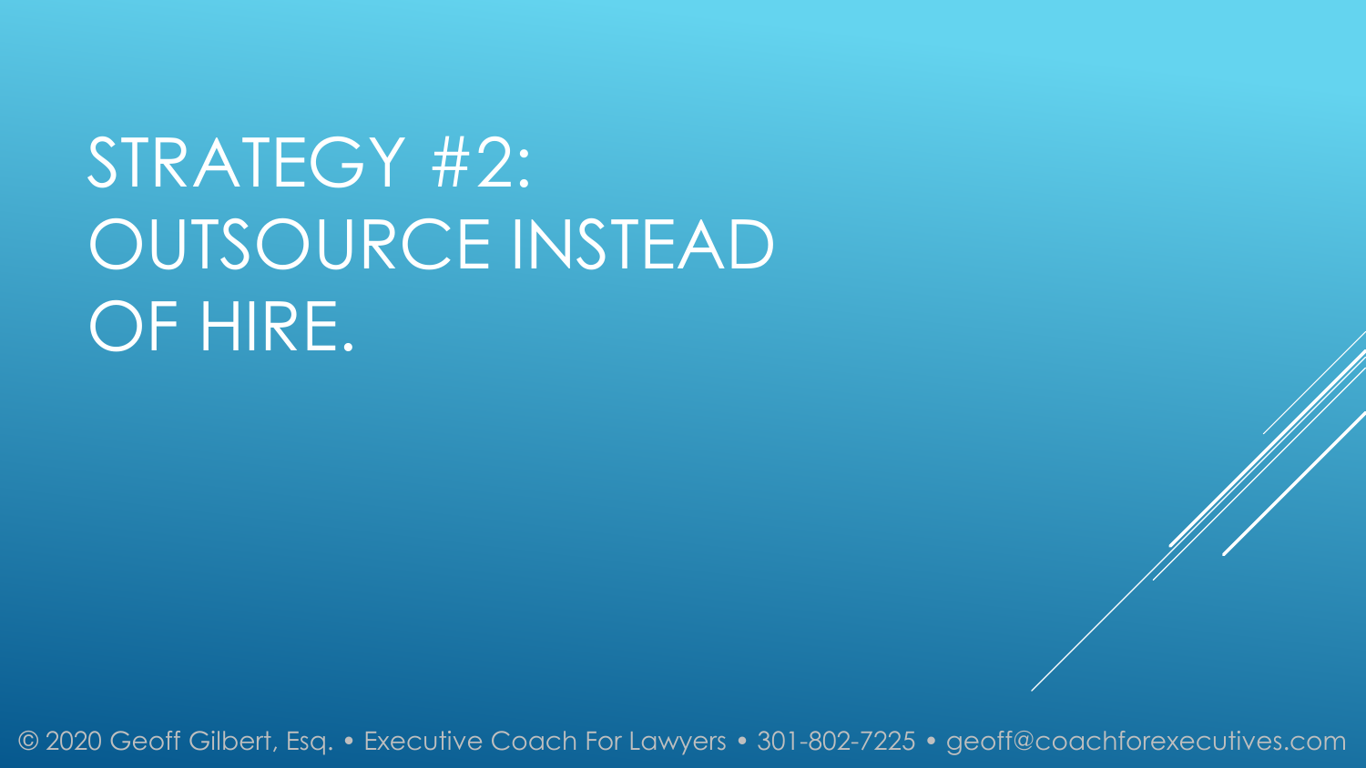# STRATEGY #2: OUTSOURCE INSTEAD OF HIRE.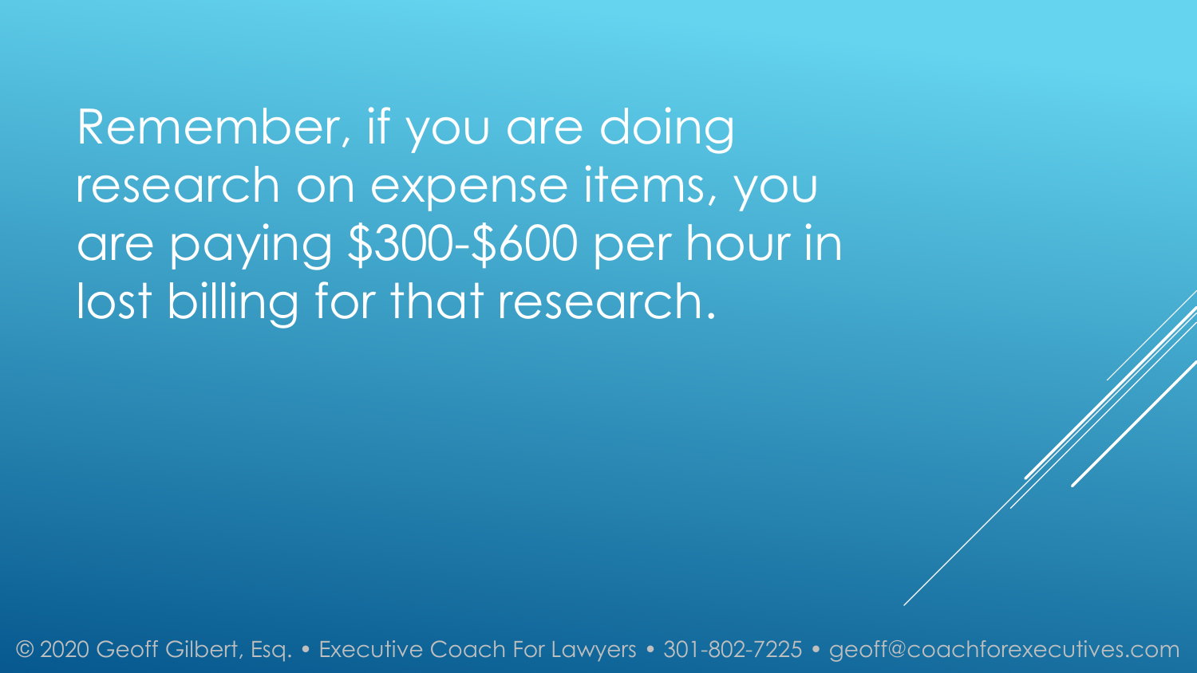Remember, if you are doing research on expense items, you are paying $300-$600 per hour in lost billing for that research.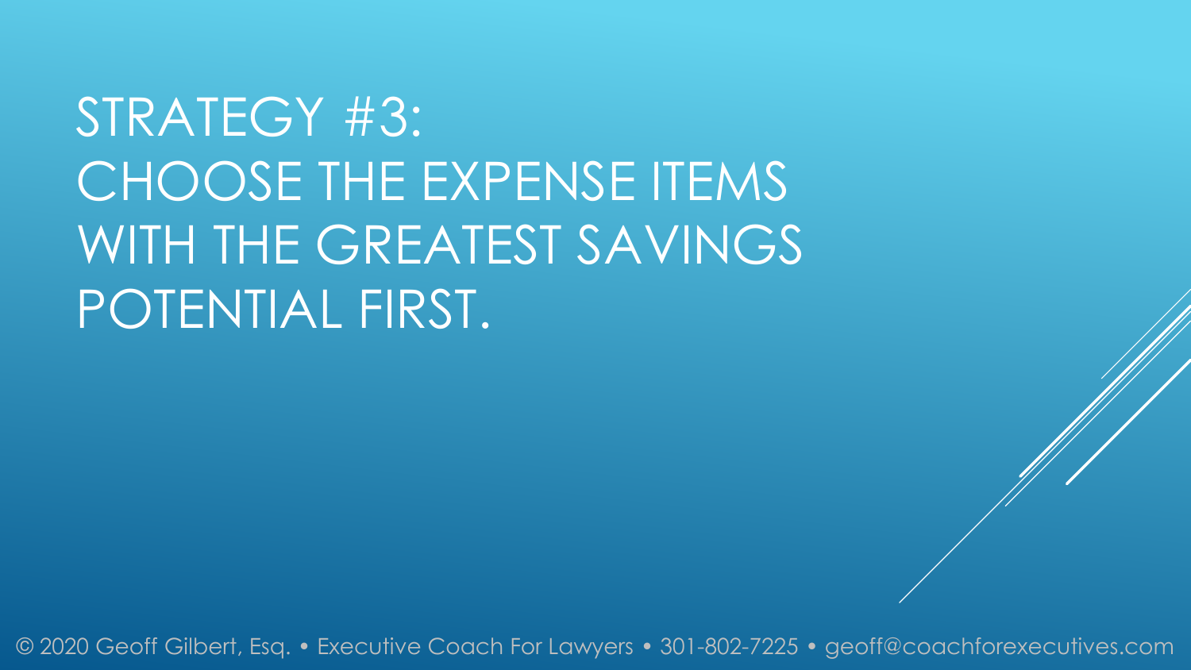# STRATEGY #3: CHOOSE THE EXPENSE ITEMS WITH THE GREATEST SAVINGS POTENTIAL FIRST.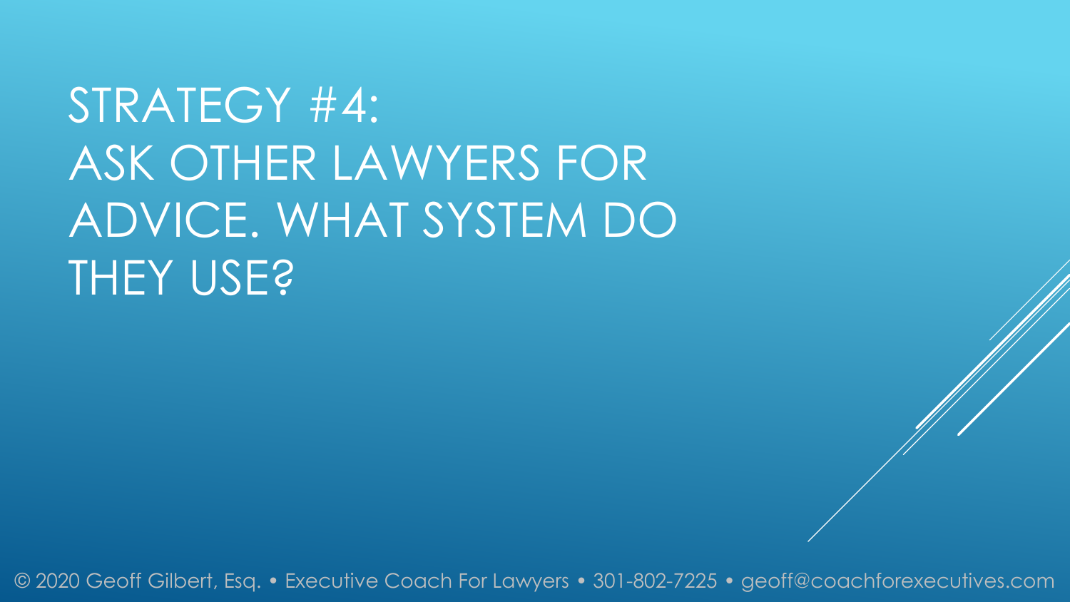# STRATEGY #4: ASK OTHER LAWYERS FOR ADVICE. WHAT SYSTEM DO THEY USE?

© 2020 Geoff Gilbert, Esq. • Executive Coach For Lawyers • 301-802-7225 • geoff@coachforexecutives.com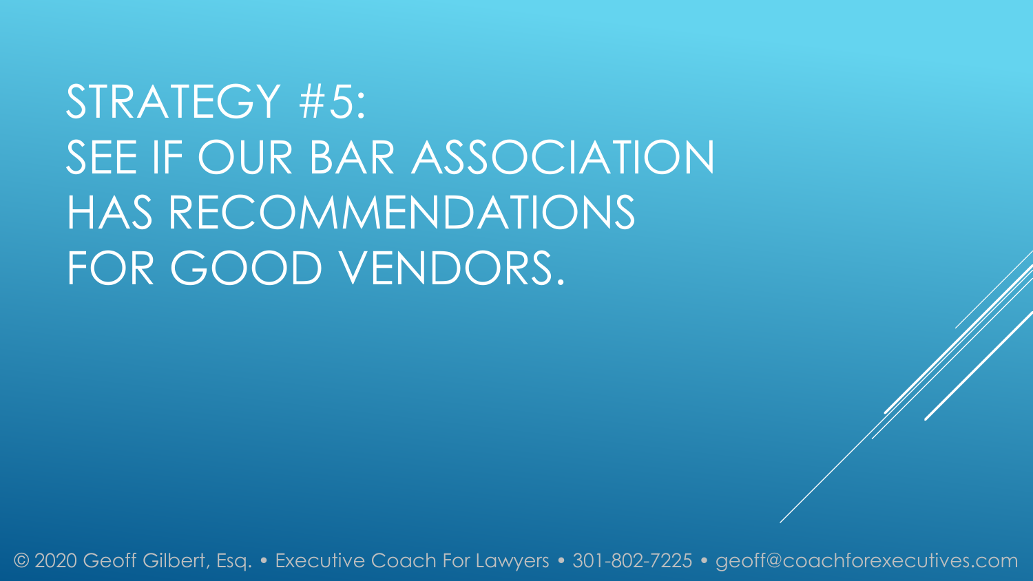# STRATEGY #5: SEE IF OUR BAR ASSOCIATION HAS RECOMMENDATIONS FOR GOOD VENDORS.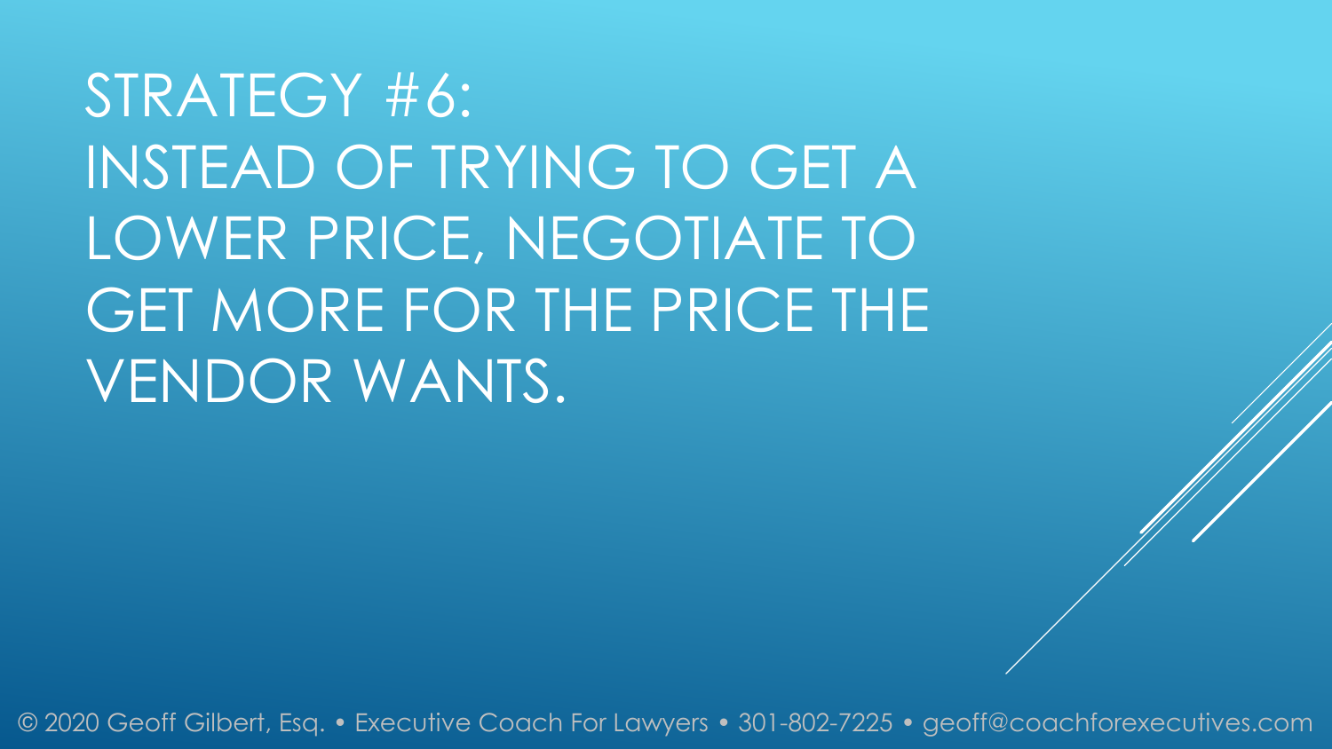# STRATEGY #6:
# INSTEAD OF TRYING TO GET A LOWER PRICE, NEGOTIATE TO GET MORE FOR THE PRICE THE VENDOR WANTS.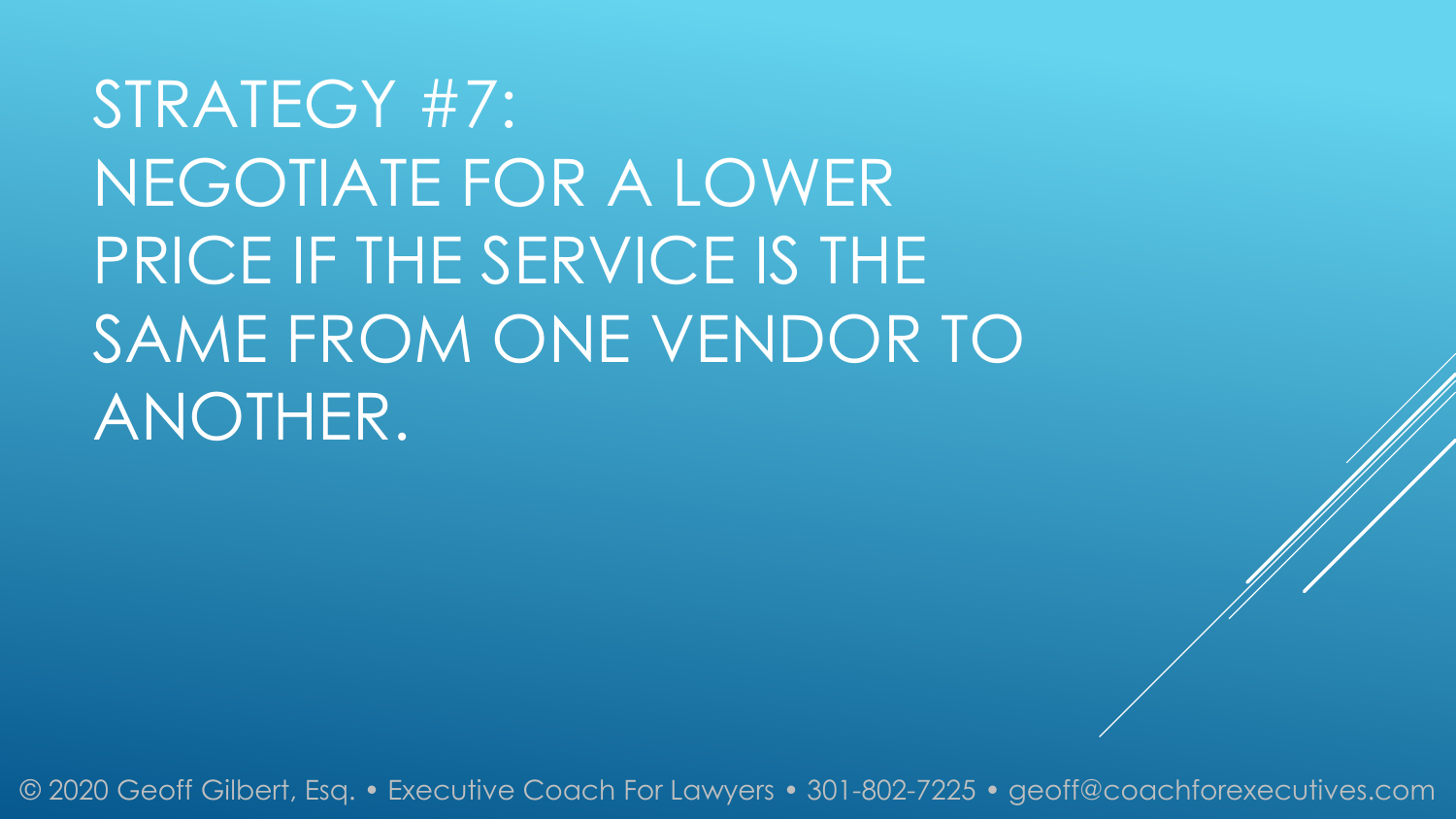# STRATEGY #7: NEGOTIATE FOR A LOWER PRICE IF THE SERVICE IS THE SAME FROM ONE VENDOR TO ANOTHER.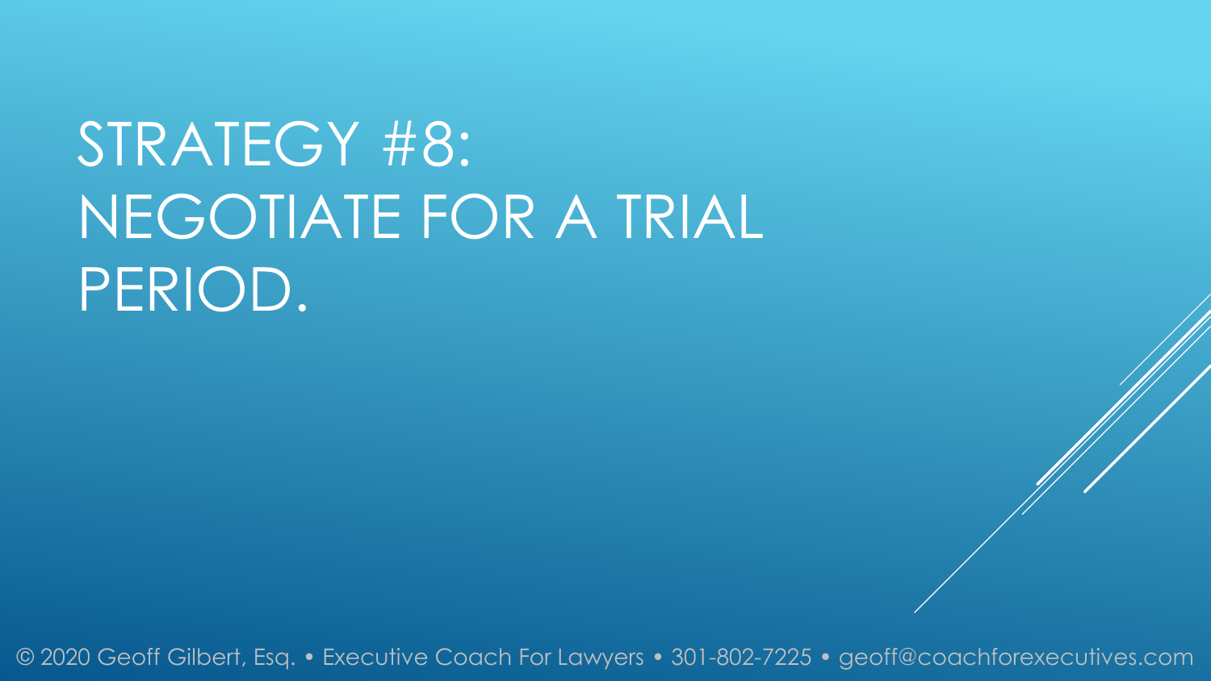# STRATEGY #8: NEGOTIATE FOR A TRIAL PERIOD.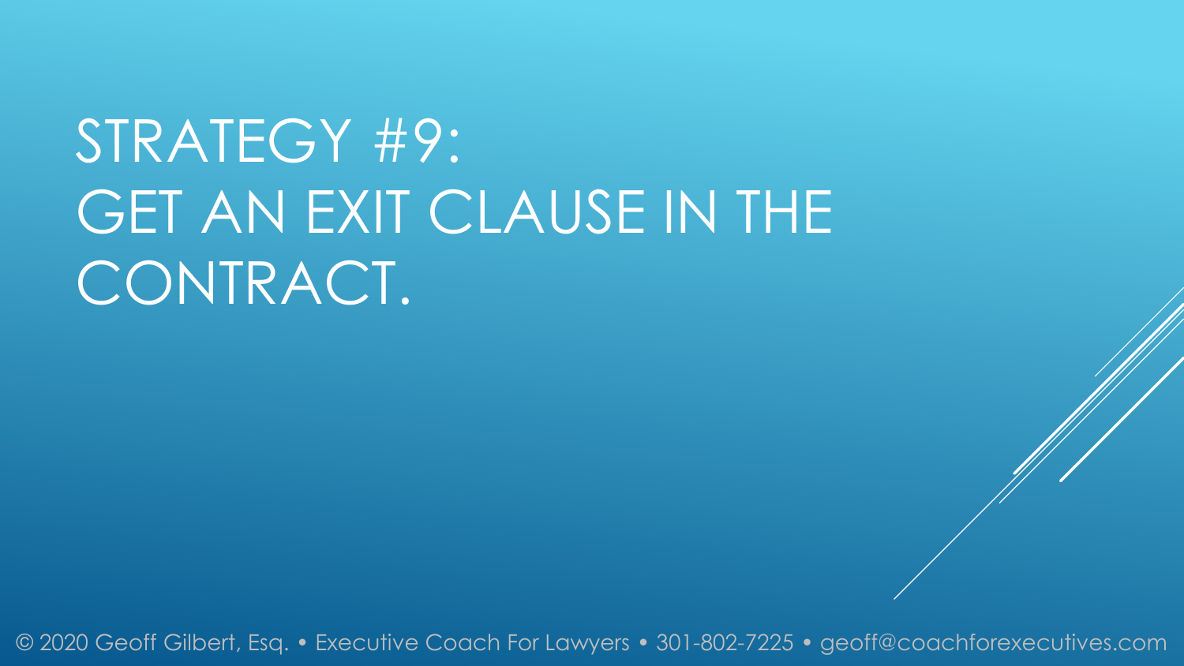# STRATEGY #9: GET AN EXIT CLAUSE IN THE CONTRACT.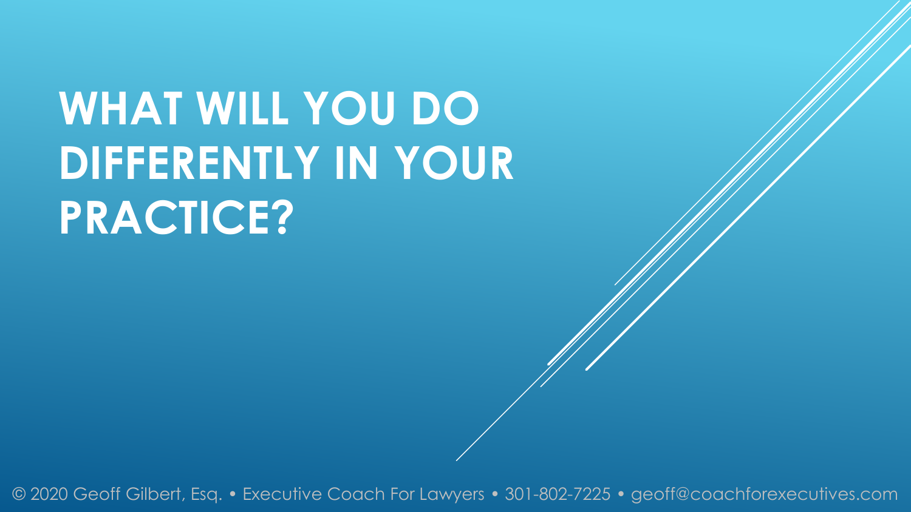# WHAT WILL YOU DO DIFFERENTLY IN YOUR PRACTICE?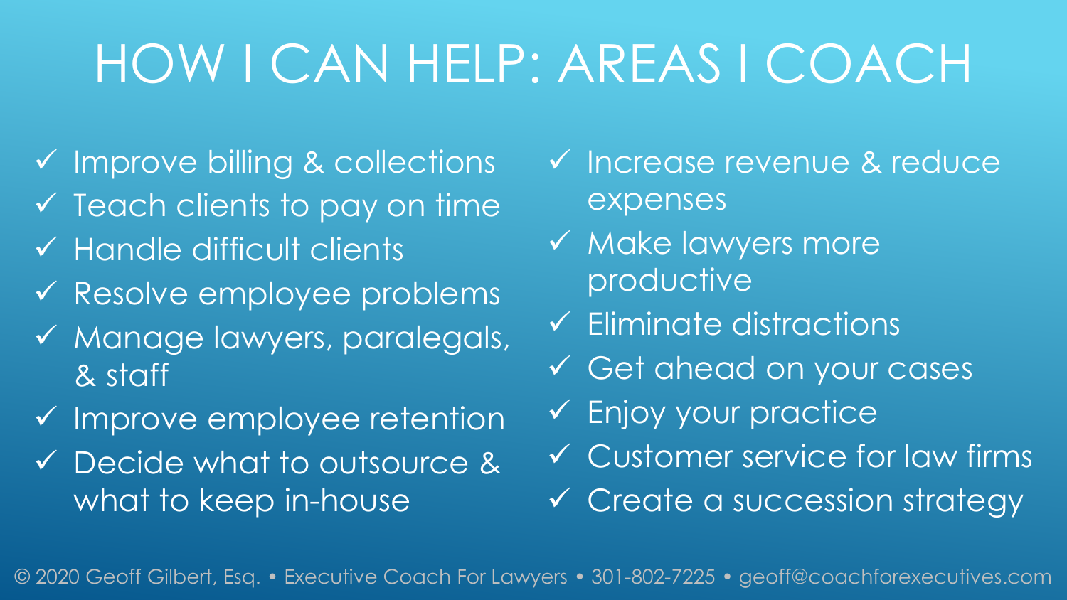# HOW I CAN HELP: AREAS I COACH

- ✓ Improve billing & collections
- ✓ Teach clients to pay on time
- ✓ Handle difficult clients
- ✓ Resolve employee problems
- ✓ Manage lawyers, paralegals, & staff
- ✓ Improve employee retention
- ✓ Decide what to outsource & what to keep in-house
- ✓ Increase revenue & reduce expenses
- ✓ Make lawyers more productive
- ✓ Eliminate distractions
- ✓ Get ahead on your cases
- ✓ Enjoy your practice
- ✓ Customer service for law firms
- ✓ Create a succession strategy

© 2020 Geoff Gilbert, Esq. • Executive Coach For Lawyers • 301-802-7225 • geoff@coachforexecutives.com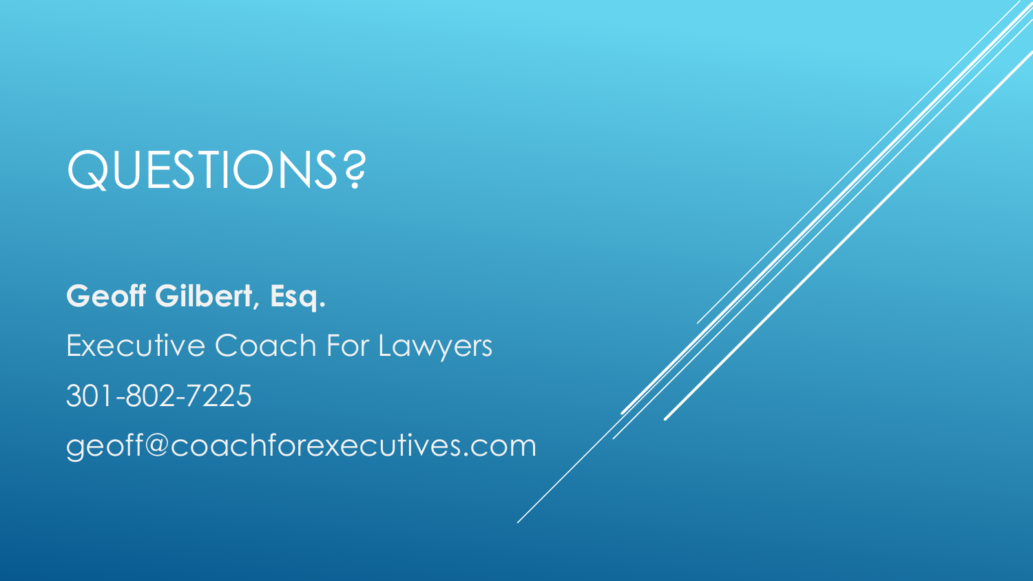# QUESTIONS?

**Geoff Gilbert, Esq.**

Executive Coach For Lawyers

301-802-7225

geoff@coachforexecutives.com